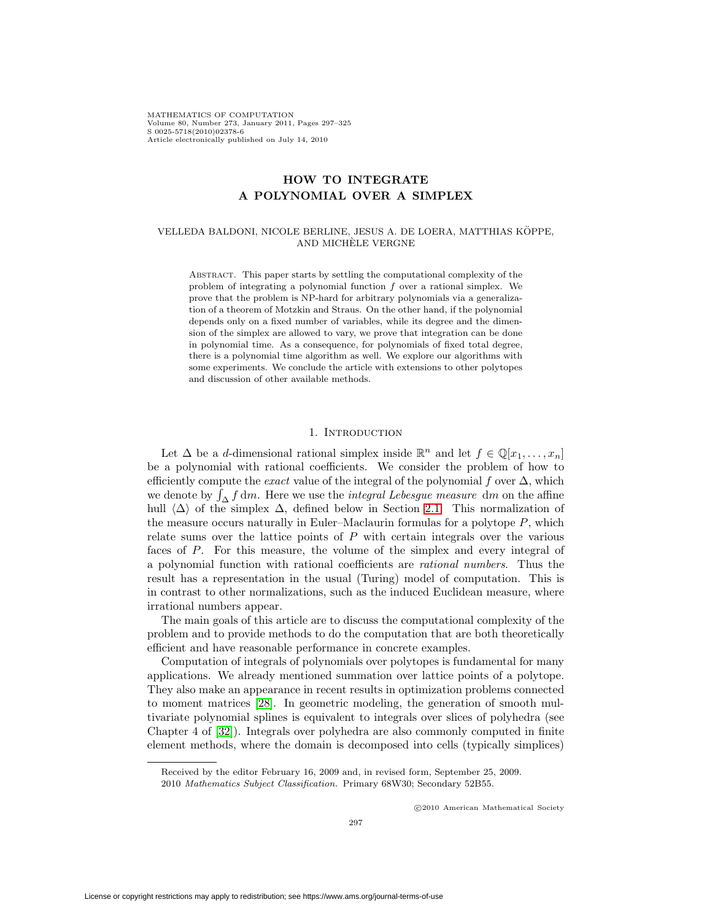# HOW TO INTEGRATE A POLYNOMIAL OVER A SIMPLEX

VELLEDA BALDONI, NICOLE BERLINE, JESUS A. DE LOERA, MATTHIAS KÖPPE, AND MICHÈLE VERGNE

Abstract. This paper starts by settling the computational complexity of the problem of integrating a polynomial function $f$ over a rational simplex. We prove that the problem is NP-hard for arbitrary polynomials via a generalization of a theorem of Motzkin and Straus. On the other hand, if the polynomial depends only on a fixed number of variables, while its degree and the dimension of the simplex are allowed to vary, we prove that integration can be done in polynomial time. As a consequence, for polynomials of fixed total degree, there is a polynomial time algorithm as well. We explore our algorithms with some experiments. We conclude the article with extensions to other polytopes and discussion of other available methods.

## 1. Introduction

Let $\Delta$ be a $d$-dimensional rational simplex inside $\mathbb{R}^n$ and let $f \in \mathbb{Q}[x_1, \ldots, x_n]$ be a polynomial with rational coefficients. We consider the problem of how to efficiently compute the *exact* value of the integral of the polynomial $f$ over $\Delta$, which we denote by $\int_\Delta f \, \mathrm{d}m$. Here we use the *integral Lebesgue measure* $\mathrm{d}m$ on the affine hull $\langle \Delta \rangle$ of the simplex $\Delta$, defined below in Section 2.1. This normalization of the measure occurs naturally in Euler–Maclaurin formulas for a polytope $P$, which relate sums over the lattice points of $P$ with certain integrals over the various faces of $P$. For this measure, the volume of the simplex and every integral of a polynomial function with rational coefficients are *rational numbers*. Thus the result has a representation in the usual (Turing) model of computation. This is in contrast to other normalizations, such as the induced Euclidean measure, where irrational numbers appear.

The main goals of this article are to discuss the computational complexity of the problem and to provide methods to do the computation that are both theoretically efficient and have reasonable performance in concrete examples.

Computation of integrals of polynomials over polytopes is fundamental for many applications. We already mentioned summation over lattice points of a polytope. They also make an appearance in recent results in optimization problems connected to moment matrices [28]. In geometric modeling, the generation of smooth multivariate polynomial splines is equivalent to integrals over slices of polyhedra (see Chapter 4 of [32]). Integrals over polyhedra are also commonly computed in finite element methods, where the domain is decomposed into cells (typically simplices)

Received by the editor February 16, 2009 and, in revised form, September 25, 2009.

2010 *Mathematics Subject Classification.* Primary 68W30; Secondary 52B55.

©2010 American Mathematical Society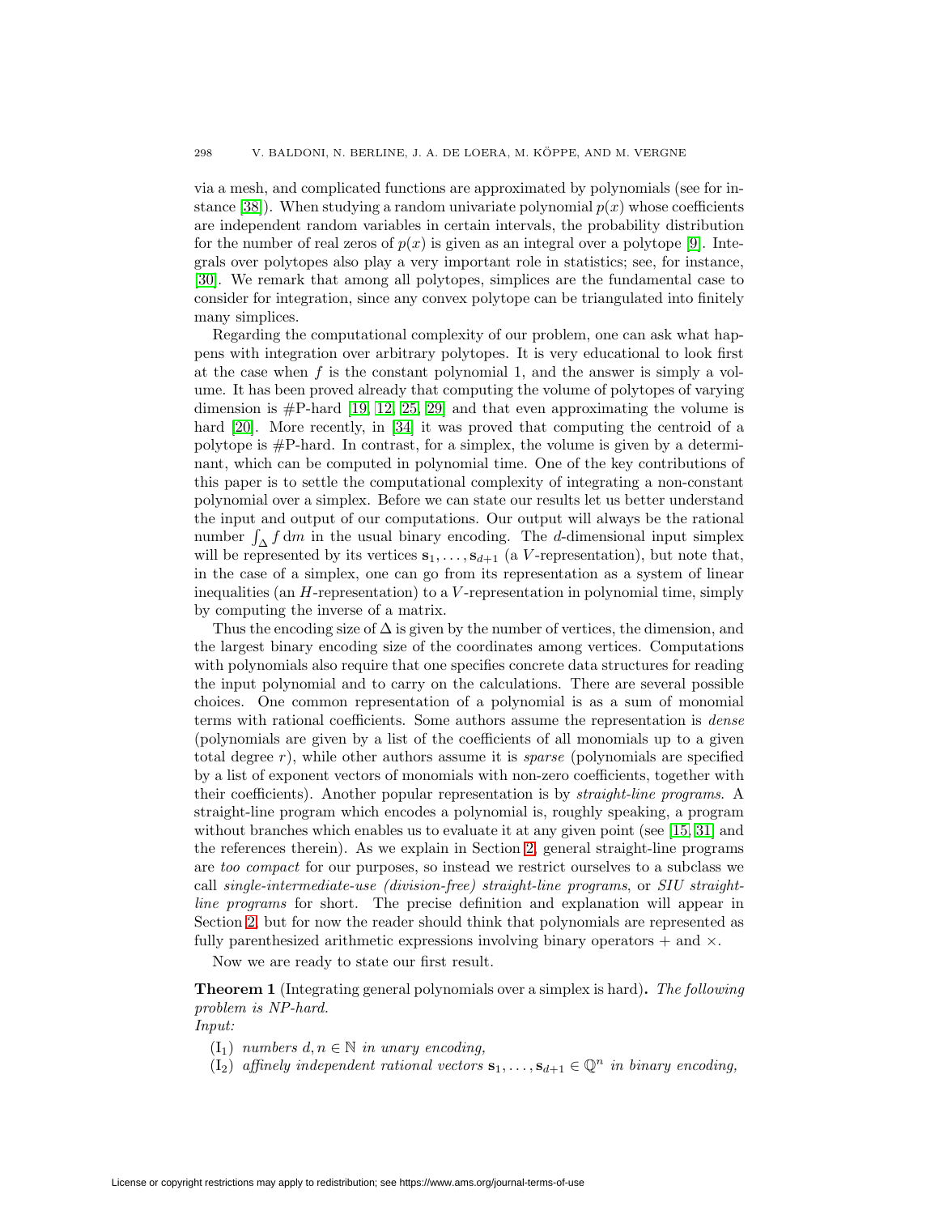via a mesh, and complicated functions are approximated by polynomials (see for instance [38]). When studying a random univariate polynomial $p(x)$ whose coefficients are independent random variables in certain intervals, the probability distribution for the number of real zeros of $p(x)$ is given as an integral over a polytope [9]. Integrals over polytopes also play a very important role in statistics; see, for instance, [30]. We remark that among all polytopes, simplices are the fundamental case to consider for integration, since any convex polytope can be triangulated into finitely many simplices.

Regarding the computational complexity of our problem, one can ask what happens with integration over arbitrary polytopes. It is very educational to look first at the case when $f$ is the constant polynomial 1, and the answer is simply a volume. It has been proved already that computing the volume of polytopes of varying dimension is #P-hard [19, 12, 25, 29] and that even approximating the volume is hard [20]. More recently, in [34] it was proved that computing the centroid of a polytope is #P-hard. In contrast, for a simplex, the volume is given by a determinant, which can be computed in polynomial time. One of the key contributions of this paper is to settle the computational complexity of integrating a non-constant polynomial over a simplex. Before we can state our results let us better understand the input and output of our computations. Our output will always be the rational number $\int_\Delta f \, \mathrm{d}m$ in the usual binary encoding. The $d$-dimensional input simplex will be represented by its vertices $\mathbf{s}_1, \ldots, \mathbf{s}_{d+1}$ (a $V$-representation), but note that, in the case of a simplex, one can go from its representation as a system of linear inequalities (an $H$-representation) to a $V$-representation in polynomial time, simply by computing the inverse of a matrix.

Thus the encoding size of $\Delta$ is given by the number of vertices, the dimension, and the largest binary encoding size of the coordinates among vertices. Computations with polynomials also require that one specifies concrete data structures for reading the input polynomial and to carry on the calculations. There are several possible choices. One common representation of a polynomial is as a sum of monomial terms with rational coefficients. Some authors assume the representation is *dense* (polynomials are given by a list of the coefficients of all monomials up to a given total degree $r$), while other authors assume it is *sparse* (polynomials are specified by a list of exponent vectors of monomials with non-zero coefficients, together with their coefficients). Another popular representation is by *straight-line programs*. A straight-line program which encodes a polynomial is, roughly speaking, a program without branches which enables us to evaluate it at any given point (see [15, 31] and the references therein). As we explain in Section 2, general straight-line programs are *too compact* for our purposes, so instead we restrict ourselves to a subclass we call *single-intermediate-use (division-free) straight-line programs*, or *SIU straight-line programs* for short. The precise definition and explanation will appear in Section 2, but for now the reader should think that polynomials are represented as fully parenthesized arithmetic expressions involving binary operators $+$ and $\times$.

Now we are ready to state our first result.

**Theorem 1** (Integrating general polynomials over a simplex is hard)**.** *The following problem is NP-hard.*
*Input:*

- ($\mathrm{I}_1$) *numbers $d, n \in \mathbb{N}$ in unary encoding,*
- ($\mathrm{I}_2$) *affinely independent rational vectors $\mathbf{s}_1, \ldots, \mathbf{s}_{d+1} \in \mathbb{Q}^n$ in binary encoding,*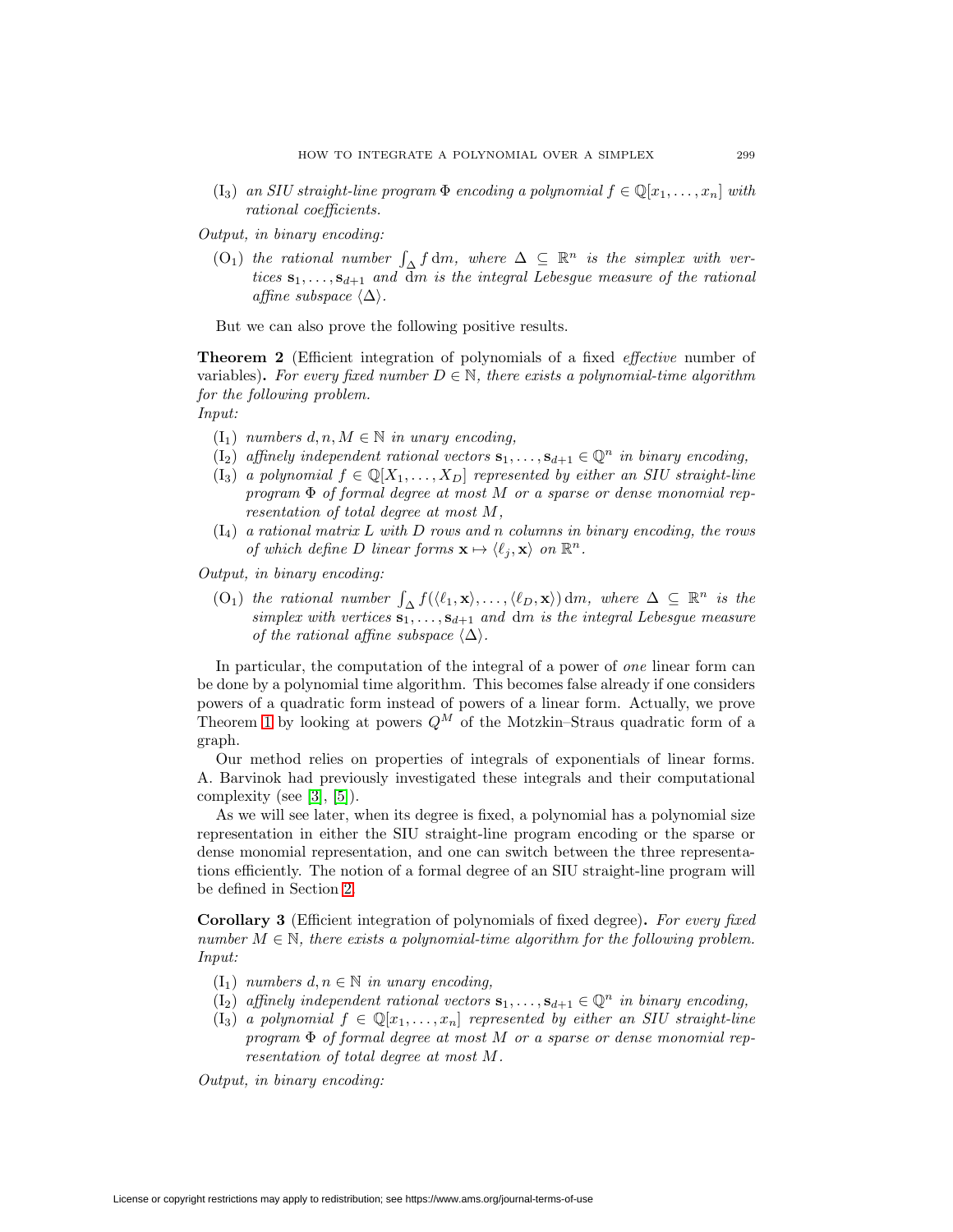($\mathrm{I}_3$) *an SIU straight-line program $\Phi$ encoding a polynomial $f \in \mathbb{Q}[x_1, \dots, x_n]$ with rational coefficients.*

*Output, in binary encoding:*

($\mathrm{O}_1$) *the rational number $\int_\Delta f \, \mathrm{d}m$, where $\Delta \subseteq \mathbb{R}^n$ is the simplex with vertices $\mathbf{s}_1, \dots, \mathbf{s}_{d+1}$ and $\mathrm{d}m$ is the integral Lebesgue measure of the rational affine subspace $\langle \Delta \rangle$.*

But we can also prove the following positive results.

**Theorem 2** (Efficient integration of polynomials of a fixed *effective* number of variables)**.** *For every fixed number $D \in \mathbb{N}$, there exists a polynomial-time algorithm for the following problem.*
*Input:*

($\mathrm{I}_1$) *numbers $d, n, M \in \mathbb{N}$ in unary encoding,*

($\mathrm{I}_2$) *affinely independent rational vectors $\mathbf{s}_1, \dots, \mathbf{s}_{d+1} \in \mathbb{Q}^n$ in binary encoding,*

($\mathrm{I}_3$) *a polynomial $f \in \mathbb{Q}[X_1, \dots, X_D]$ represented by either an SIU straight-line program $\Phi$ of formal degree at most $M$ or a sparse or dense monomial representation of total degree at most $M$,*

($\mathrm{I}_4$) *a rational matrix $L$ with $D$ rows and $n$ columns in binary encoding, the rows of which define $D$ linear forms $\mathbf{x} \mapsto \langle \ell_j, \mathbf{x} \rangle$ on $\mathbb{R}^n$.*

*Output, in binary encoding:*

($\mathrm{O}_1$) *the rational number $\int_\Delta f(\langle \ell_1, \mathbf{x} \rangle, \dots, \langle \ell_D, \mathbf{x} \rangle) \, \mathrm{d}m$, where $\Delta \subseteq \mathbb{R}^n$ is the simplex with vertices $\mathbf{s}_1, \dots, \mathbf{s}_{d+1}$ and $\mathrm{d}m$ is the integral Lebesgue measure of the rational affine subspace $\langle \Delta \rangle$.*

In particular, the computation of the integral of a power of *one* linear form can be done by a polynomial time algorithm. This becomes false already if one considers powers of a quadratic form instead of powers of a linear form. Actually, we prove Theorem 1 by looking at powers $Q^M$ of the Motzkin–Straus quadratic form of a graph.

Our method relies on properties of integrals of exponentials of linear forms. A. Barvinok had previously investigated these integrals and their computational complexity (see [3], [5]).

As we will see later, when its degree is fixed, a polynomial has a polynomial size representation in either the SIU straight-line program encoding or the sparse or dense monomial representation, and one can switch between the three representations efficiently. The notion of a formal degree of an SIU straight-line program will be defined in Section 2.

**Corollary 3** (Efficient integration of polynomials of fixed degree)**.** *For every fixed number $M \in \mathbb{N}$, there exists a polynomial-time algorithm for the following problem.*
*Input:*

($\mathrm{I}_1$) *numbers $d, n \in \mathbb{N}$ in unary encoding,*

($\mathrm{I}_2$) *affinely independent rational vectors $\mathbf{s}_1, \dots, \mathbf{s}_{d+1} \in \mathbb{Q}^n$ in binary encoding,*

($\mathrm{I}_3$) *a polynomial $f \in \mathbb{Q}[x_1, \dots, x_n]$ represented by either an SIU straight-line program $\Phi$ of formal degree at most $M$ or a sparse or dense monomial representation of total degree at most $M$.*

*Output, in binary encoding:*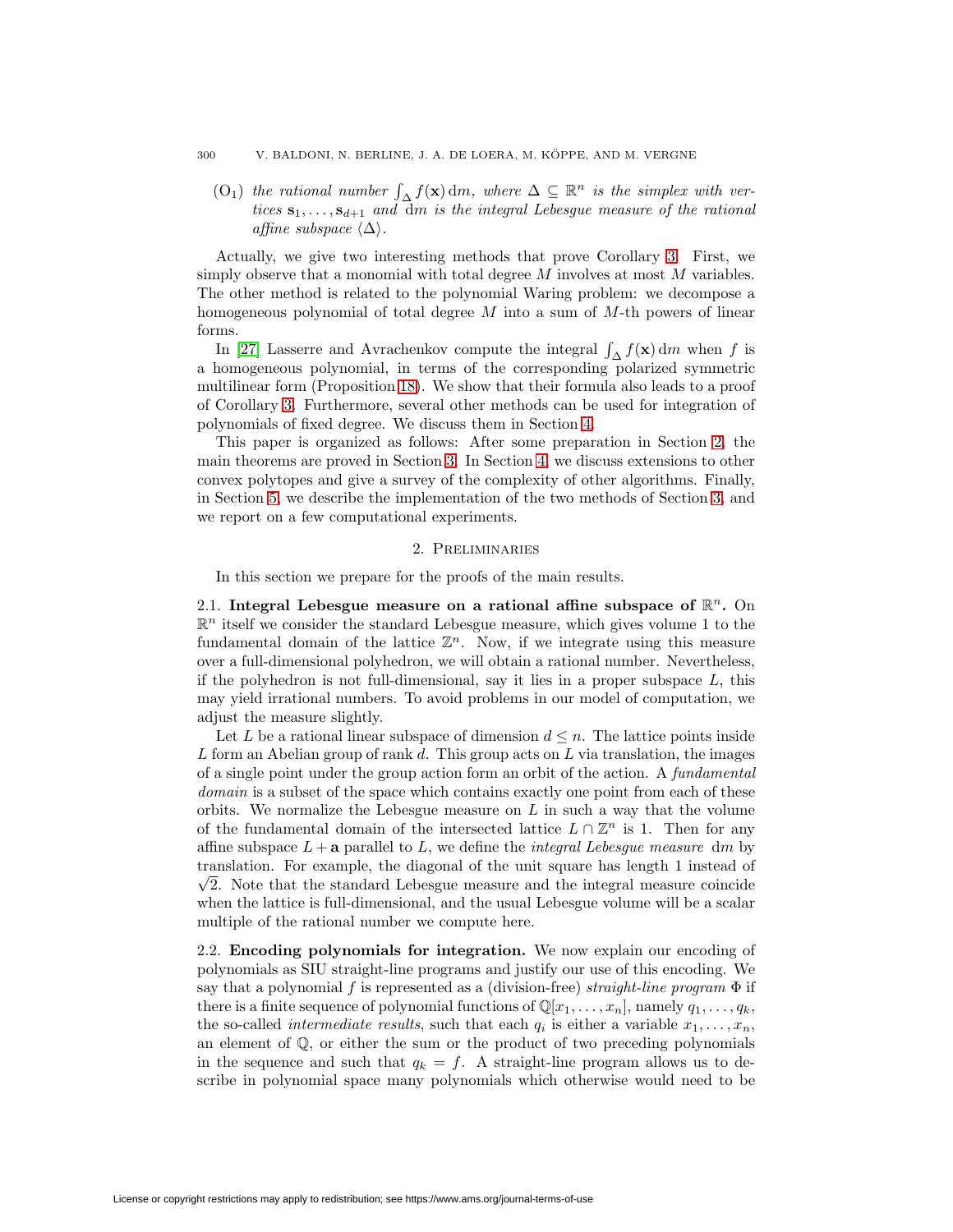($O_1$) *the rational number* $\int_\Delta f(\mathbf{x})\,\mathrm{d}m$, *where* $\Delta \subseteq \mathbb{R}^n$ *is the simplex with vertices* $\mathbf{s}_1, \ldots, \mathbf{s}_{d+1}$ *and* $\mathrm{d}m$ *is the integral Lebesgue measure of the rational affine subspace* $\langle\Delta\rangle$.

Actually, we give two interesting methods that prove Corollary 3. First, we simply observe that a monomial with total degree $M$ involves at most $M$ variables. The other method is related to the polynomial Waring problem: we decompose a homogeneous polynomial of total degree $M$ into a sum of $M$-th powers of linear forms.

In [27] Lasserre and Avrachenkov compute the integral $\int_\Delta f(\mathbf{x})\,\mathrm{d}m$ when $f$ is a homogeneous polynomial, in terms of the corresponding polarized symmetric multilinear form (Proposition 18). We show that their formula also leads to a proof of Corollary 3. Furthermore, several other methods can be used for integration of polynomials of fixed degree. We discuss them in Section 4.

This paper is organized as follows: After some preparation in Section 2, the main theorems are proved in Section 3. In Section 4, we discuss extensions to other convex polytopes and give a survey of the complexity of other algorithms. Finally, in Section 5, we describe the implementation of the two methods of Section 3, and we report on a few computational experiments.

## 2. Preliminaries

In this section we prepare for the proofs of the main results.

### 2.1. Integral Lebesgue measure on a rational affine subspace of $\mathbb{R}^n$.

On $\mathbb{R}^n$ itself we consider the standard Lebesgue measure, which gives volume 1 to the fundamental domain of the lattice $\mathbb{Z}^n$. Now, if we integrate using this measure over a full-dimensional polyhedron, we will obtain a rational number. Nevertheless, if the polyhedron is not full-dimensional, say it lies in a proper subspace $L$, this may yield irrational numbers. To avoid problems in our model of computation, we adjust the measure slightly.

Let $L$ be a rational linear subspace of dimension $d \leq n$. The lattice points inside $L$ form an Abelian group of rank $d$. This group acts on $L$ via translation, the images of a single point under the group action form an orbit of the action. A *fundamental domain* is a subset of the space which contains exactly one point from each of these orbits. We normalize the Lebesgue measure on $L$ in such a way that the volume of the fundamental domain of the intersected lattice $L \cap \mathbb{Z}^n$ is 1. Then for any affine subspace $L + \mathbf{a}$ parallel to $L$, we define the *integral Lebesgue measure* $\mathrm{d}m$ by translation. For example, the diagonal of the unit square has length 1 instead of $\sqrt{2}$. Note that the standard Lebesgue measure and the integral measure coincide when the lattice is full-dimensional, and the usual Lebesgue volume will be a scalar multiple of the rational number we compute here.

### 2.2. Encoding polynomials for integration.

We now explain our encoding of polynomials as SIU straight-line programs and justify our use of this encoding. We say that a polynomial $f$ is represented as a (division-free) *straight-line program* $\Phi$ if there is a finite sequence of polynomial functions of $\mathbb{Q}[x_1, \ldots, x_n]$, namely $q_1, \ldots, q_k$, the so-called *intermediate results*, such that each $q_i$ is either a variable $x_1, \ldots, x_n$, an element of $\mathbb{Q}$, or either the sum or the product of two preceding polynomials in the sequence and such that $q_k = f$. A straight-line program allows us to describe in polynomial space many polynomials which otherwise would need to be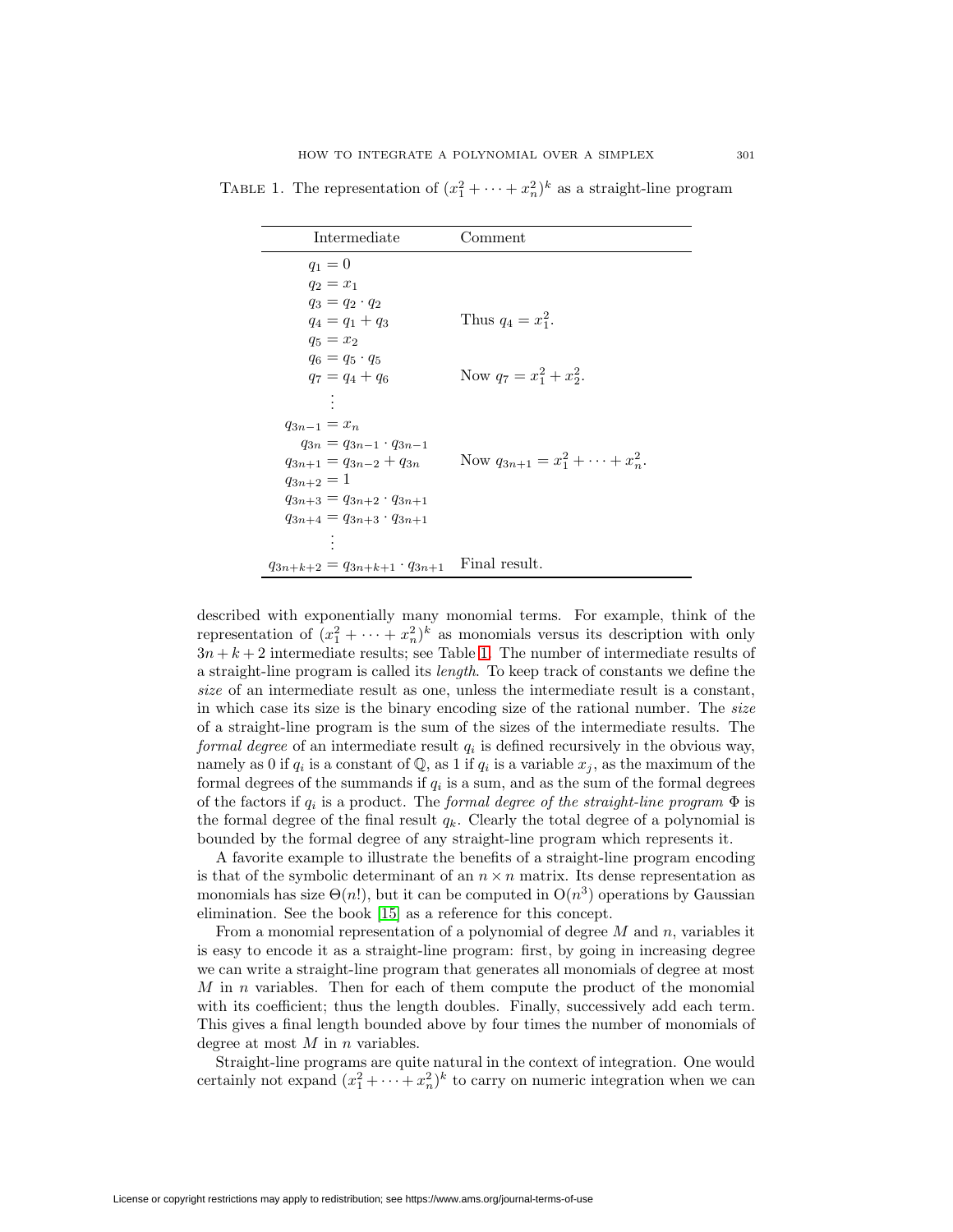TABLE 1. The representation of $(x_1^2 + \cdots + x_n^2)^k$ as a straight-line program

| Intermediate | Comment |
|---|---|
| $q_1 = 0$ | |
| $q_2 = x_1$ | |
| $q_3 = q_2 \cdot q_2$ | |
| $q_4 = q_1 + q_3$ | Thus $q_4 = x_1^2$. |
| $q_5 = x_2$ | |
| $q_6 = q_5 \cdot q_5$ | |
| $q_7 = q_4 + q_6$ | Now $q_7 = x_1^2 + x_2^2$. |
| $\vdots$ | |
| $q_{3n-1} = x_n$ | |
| $q_{3n} = q_{3n-1} \cdot q_{3n-1}$ | |
| $q_{3n+1} = q_{3n-2} + q_{3n}$ | Now $q_{3n+1} = x_1^2 + \cdots + x_n^2$. |
| $q_{3n+2} = 1$ | |
| $q_{3n+3} = q_{3n+2} \cdot q_{3n+1}$ | |
| $q_{3n+4} = q_{3n+3} \cdot q_{3n+1}$ | |
| $\vdots$ | |
| $q_{3n+k+2} = q_{3n+k+1} \cdot q_{3n+1}$ | Final result. |

described with exponentially many monomial terms. For example, think of the representation of $(x_1^2 + \cdots + x_n^2)^k$ as monomials versus its description with only $3n + k + 2$ intermediate results; see Table 1. The number of intermediate results of a straight-line program is called its *length*. To keep track of constants we define the *size* of an intermediate result as one, unless the intermediate result is a constant, in which case its size is the binary encoding size of the rational number. The *size* of a straight-line program is the sum of the sizes of the intermediate results. The *formal degree* of an intermediate result $q_i$ is defined recursively in the obvious way, namely as 0 if $q_i$ is a constant of $\mathbb{Q}$, as 1 if $q_i$ is a variable $x_j$, as the maximum of the formal degrees of the summands if $q_i$ is a sum, and as the sum of the formal degrees of the factors if $q_i$ is a product. The *formal degree of the straight-line program* $\Phi$ is the formal degree of the final result $q_k$. Clearly the total degree of a polynomial is bounded by the formal degree of any straight-line program which represents it.

A favorite example to illustrate the benefits of a straight-line program encoding is that of the symbolic determinant of an $n \times n$ matrix. Its dense representation as monomials has size $\Theta(n!)$, but it can be computed in $\mathrm{O}(n^3)$ operations by Gaussian elimination. See the book [15] as a reference for this concept.

From a monomial representation of a polynomial of degree $M$ and $n$, variables it is easy to encode it as a straight-line program: first, by going in increasing degree we can write a straight-line program that generates all monomials of degree at most $M$ in $n$ variables. Then for each of them compute the product of the monomial with its coefficient; thus the length doubles. Finally, successively add each term. This gives a final length bounded above by four times the number of monomials of degree at most $M$ in $n$ variables.

Straight-line programs are quite natural in the context of integration. One would certainly not expand $(x_1^2 + \cdots + x_n^2)^k$ to carry on numeric integration when we can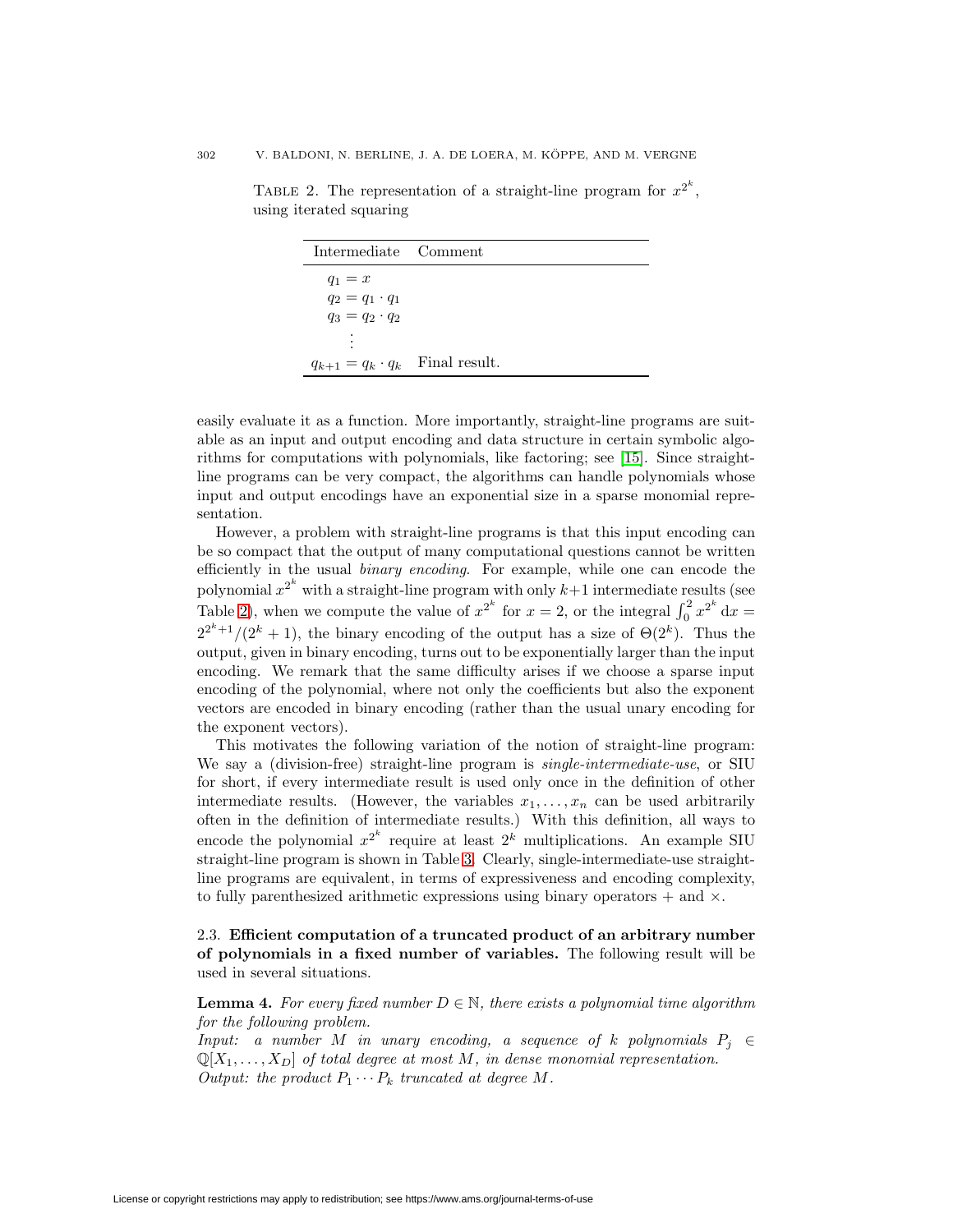Table 2. The representation of a straight-line program for $x^{2^k}$, using iterated squaring

| Intermediate | Comment |
|---|---|
| $q_1 = x$ | |
| $q_2 = q_1 \cdot q_1$ | |
| $q_3 = q_2 \cdot q_2$ | |
| $\vdots$ | |
| $q_{k+1} = q_k \cdot q_k$ | Final result. |

easily evaluate it as a function. More importantly, straight-line programs are suitable as an input and output encoding and data structure in certain symbolic algorithms for computations with polynomials, like factoring; see [15]. Since straight-line programs can be very compact, the algorithms can handle polynomials whose input and output encodings have an exponential size in a sparse monomial representation.

However, a problem with straight-line programs is that this input encoding can be so compact that the output of many computational questions cannot be written efficiently in the usual *binary encoding*. For example, while one can encode the polynomial $x^{2^k}$ with a straight-line program with only $k+1$ intermediate results (see Table 2), when we compute the value of $x^{2^k}$ for $x = 2$, or the integral $\int_0^2 x^{2^k}\,\mathrm{d}x = 2^{2^k+1}/(2^k+1)$, the binary encoding of the output has a size of $\Theta(2^k)$. Thus the output, given in binary encoding, turns out to be exponentially larger than the input encoding. We remark that the same difficulty arises if we choose a sparse input encoding of the polynomial, where not only the coefficients but also the exponent vectors are encoded in binary encoding (rather than the usual unary encoding for the exponent vectors).

This motivates the following variation of the notion of straight-line program: We say a (division-free) straight-line program is *single-intermediate-use*, or SIU for short, if every intermediate result is used only once in the definition of other intermediate results. (However, the variables $x_1, \dots, x_n$ can be used arbitrarily often in the definition of intermediate results.) With this definition, all ways to encode the polynomial $x^{2^k}$ require at least $2^k$ multiplications. An example SIU straight-line program is shown in Table 3. Clearly, single-intermediate-use straight-line programs are equivalent, in terms of expressiveness and encoding complexity, to fully parenthesized arithmetic expressions using binary operators $+$ and $\times$.

### 2.3. **Efficient computation of a truncated product of an arbitrary number of polynomials in a fixed number of variables.**

The following result will be used in several situations.

**Lemma 4.** *For every fixed number $D \in \mathbb{N}$, there exists a polynomial time algorithm for the following problem.*
*Input: a number $M$ in unary encoding, a sequence of $k$ polynomials $P_j \in \mathbb{Q}[X_1, \dots, X_D]$ of total degree at most $M$, in dense monomial representation.*
*Output: the product $P_1 \cdots P_k$ truncated at degree $M$.*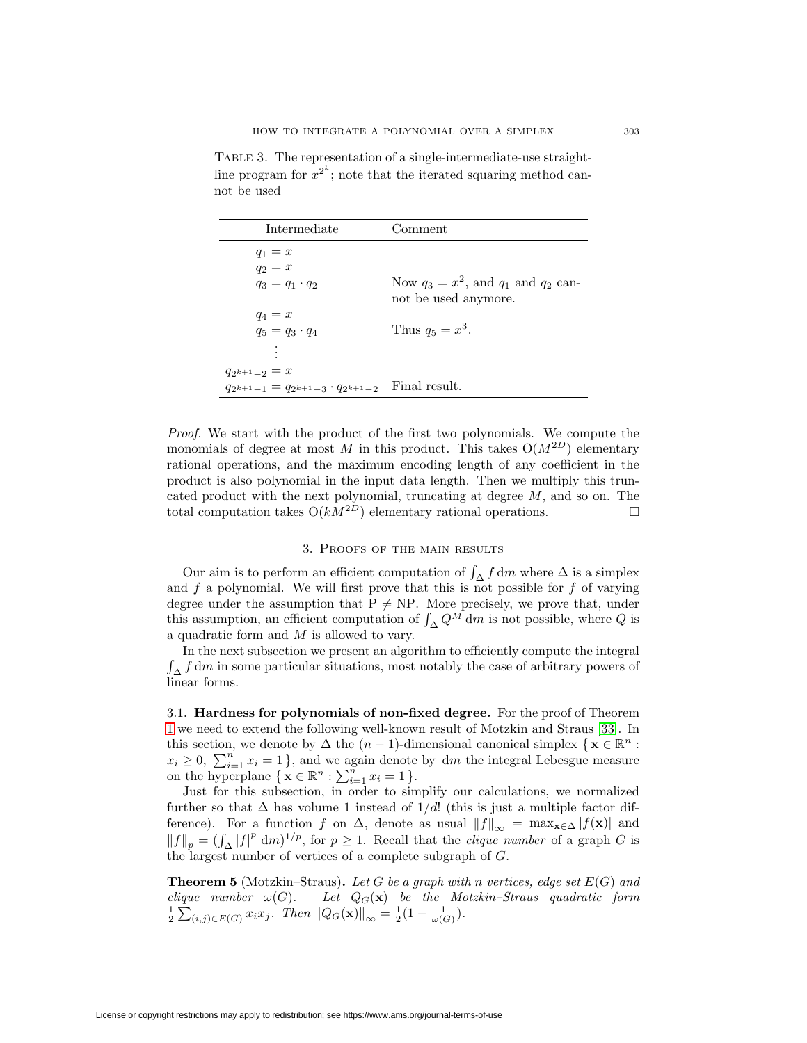TABLE 3. The representation of a single-intermediate-use straight-line program for $x^{2^k}$; note that the iterated squaring method cannot be used

| Intermediate | Comment |
|---|---|
| $q_1 = x$ | |
| $q_2 = x$ | |
| $q_3 = q_1 \cdot q_2$ | Now $q_3 = x^2$, and $q_1$ and $q_2$ cannot be used anymore. |
| $q_4 = x$ | |
| $q_5 = q_3 \cdot q_4$ | Thus $q_5 = x^3$. |
| $\vdots$ | |
| $q_{2^{k+1}-2} = x$ | |
| $q_{2^{k+1}-1} = q_{2^{k+1}-3} \cdot q_{2^{k+1}-2}$ | Final result. |

*Proof.* We start with the product of the first two polynomials. We compute the monomials of degree at most $M$ in this product. This takes $\mathrm{O}(M^{2D})$ elementary rational operations, and the maximum encoding length of any coefficient in the product is also polynomial in the input data length. Then we multiply this truncated product with the next polynomial, truncating at degree $M$, and so on. The total computation takes $\mathrm{O}(kM^{2D})$ elementary rational operations. □

## 3. Proofs of the main results

Our aim is to perform an efficient computation of $\int_\Delta f \,\mathrm{d}m$ where $\Delta$ is a simplex and $f$ a polynomial. We will first prove that this is not possible for $f$ of varying degree under the assumption that P $\neq$ NP. More precisely, we prove that, under this assumption, an efficient computation of $\int_\Delta Q^M \,\mathrm{d}m$ is not possible, where $Q$ is a quadratic form and $M$ is allowed to vary.

In the next subsection we present an algorithm to efficiently compute the integral $\int_\Delta f \,\mathrm{d}m$ in some particular situations, most notably the case of arbitrary powers of linear forms.

### 3.1. Hardness for polynomials of non-fixed degree.

For the proof of Theorem 1 we need to extend the following well-known result of Motzkin and Straus [33]. In this section, we denote by $\Delta$ the $(n-1)$-dimensional canonical simplex $\{\, \mathbf{x} \in \mathbb{R}^n : x_i \geq 0,\ \sum_{i=1}^n x_i = 1 \,\}$, and we again denote by $\mathrm{d}m$ the integral Lebesgue measure on the hyperplane $\{\, \mathbf{x} \in \mathbb{R}^n : \sum_{i=1}^n x_i = 1 \,\}$.

Just for this subsection, in order to simplify our calculations, we normalized further so that $\Delta$ has volume 1 instead of $1/d!$ (this is just a multiple factor difference). For a function $f$ on $\Delta$, denote as usual $\|f\|_\infty = \max_{\mathbf{x}\in\Delta} |f(\mathbf{x})|$ and $\|f\|_p = (\int_\Delta |f|^p \,\mathrm{d}m)^{1/p}$, for $p \geq 1$. Recall that the *clique number* of a graph $G$ is the largest number of vertices of a complete subgraph of $G$.

**Theorem 5** (Motzkin–Straus). *Let $G$ be a graph with $n$ vertices, edge set $E(G)$ and clique number $\omega(G)$. Let $Q_G(\mathbf{x})$ be the Motzkin–Straus quadratic form $\frac{1}{2}\sum_{(i,j)\in E(G)} x_i x_j$. Then $\|Q_G(\mathbf{x})\|_\infty = \frac{1}{2}(1 - \frac{1}{\omega(G)})$.*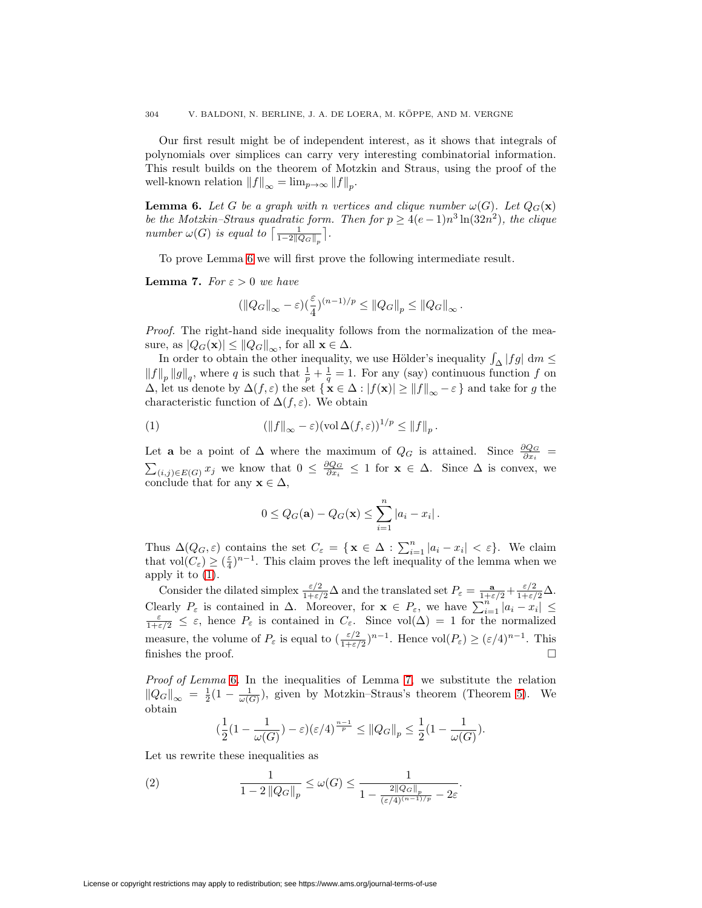Our first result might be of independent interest, as it shows that integrals of polynomials over simplices can carry very interesting combinatorial information. This result builds on the theorem of Motzkin and Straus, using the proof of the well-known relation $\|f\|_\infty = \lim_{p\to\infty} \|f\|_p$.

**Lemma 6.** *Let $G$ be a graph with $n$ vertices and clique number $\omega(G)$. Let $Q_G(\mathbf{x})$ be the Motzkin–Straus quadratic form. Then for $p \geq 4(e-1)n^3 \ln(32n^2)$, the clique number $\omega(G)$ is equal to $\lceil \frac{1}{1-2\|Q_G\|_p} \rceil$.*

To prove Lemma 6 we will first prove the following intermediate result.

**Lemma 7.** *For $\varepsilon > 0$ we have*

$$(\|Q_G\|_\infty - \varepsilon)(\frac{\varepsilon}{4})^{(n-1)/p} \leq \|Q_G\|_p \leq \|Q_G\|_\infty .$$

*Proof.* The right-hand side inequality follows from the normalization of the measure, as $|Q_G(\mathbf{x})| \leq \|Q_G\|_\infty$, for all $\mathbf{x} \in \Delta$.

In order to obtain the other inequality, we use Hölder's inequality $\int_\Delta |fg| \, \mathrm{d}m \leq \|f\|_p \|g\|_q$, where $q$ is such that $\frac{1}{p} + \frac{1}{q} = 1$. For any (say) continuous function $f$ on $\Delta$, let us denote by $\Delta(f, \varepsilon)$ the set $\{\, \mathbf{x} \in \Delta : |f(\mathbf{x})| \geq \|f\|_\infty - \varepsilon \,\}$ and take for $g$ the characteristic function of $\Delta(f, \varepsilon)$. We obtain

$$(\|f\|_\infty - \varepsilon)(\operatorname{vol} \Delta(f, \varepsilon))^{1/p} \leq \|f\|_p . \tag{1}$$

Let $\mathbf{a}$ be a point of $\Delta$ where the maximum of $Q_G$ is attained. Since $\frac{\partial Q_G}{\partial x_i} = \sum_{(i,j)\in E(G)} x_j$ we know that $0 \leq \frac{\partial Q_G}{\partial x_i} \leq 1$ for $\mathbf{x} \in \Delta$. Since $\Delta$ is convex, we conclude that for any $\mathbf{x} \in \Delta$,

$$0 \leq Q_G(\mathbf{a}) - Q_G(\mathbf{x}) \leq \sum_{i=1}^n |a_i - x_i| .$$

Thus $\Delta(Q_G, \varepsilon)$ contains the set $C_\varepsilon = \{\, \mathbf{x} \in \Delta : \sum_{i=1}^n |a_i - x_i| < \varepsilon \}$. We claim that $\operatorname{vol}(C_\varepsilon) \geq (\frac{\varepsilon}{4})^{n-1}$. This claim proves the left inequality of the lemma when we apply it to (1).

Consider the dilated simplex $\frac{\varepsilon/2}{1+\varepsilon/2}\Delta$ and the translated set $P_\varepsilon = \frac{\mathbf{a}}{1+\varepsilon/2} + \frac{\varepsilon/2}{1+\varepsilon/2}\Delta$. Clearly $P_\varepsilon$ is contained in $\Delta$. Moreover, for $\mathbf{x} \in P_\varepsilon$, we have $\sum_{i=1}^n |a_i - x_i| \leq \frac{\varepsilon}{1+\varepsilon/2} \leq \varepsilon$, hence $P_\varepsilon$ is contained in $C_\varepsilon$. Since $\operatorname{vol}(\Delta) = 1$ for the normalized measure, the volume of $P_\varepsilon$ is equal to $(\frac{\varepsilon/2}{1+\varepsilon/2})^{n-1}$. Hence $\operatorname{vol}(P_\varepsilon) \geq (\varepsilon/4)^{n-1}$. This finishes the proof. $\square$

*Proof of Lemma 6.* In the inequalities of Lemma 7, we substitute the relation $\|Q_G\|_\infty = \frac{1}{2}(1 - \frac{1}{\omega(G)})$, given by Motzkin–Straus's theorem (Theorem 5). We obtain

$$(\frac{1}{2}(1 - \frac{1}{\omega(G)}) - \varepsilon)(\varepsilon/4)^{\frac{n-1}{p}} \leq \|Q_G\|_p \leq \frac{1}{2}(1 - \frac{1}{\omega(G)}).$$

Let us rewrite these inequalities as

$$\frac{1}{1 - 2\|Q_G\|_p} \leq \omega(G) \leq \frac{1}{1 - \frac{2\|Q_G\|_p}{(\varepsilon/4)^{(n-1)/p}} - 2\varepsilon}. \tag{2}$$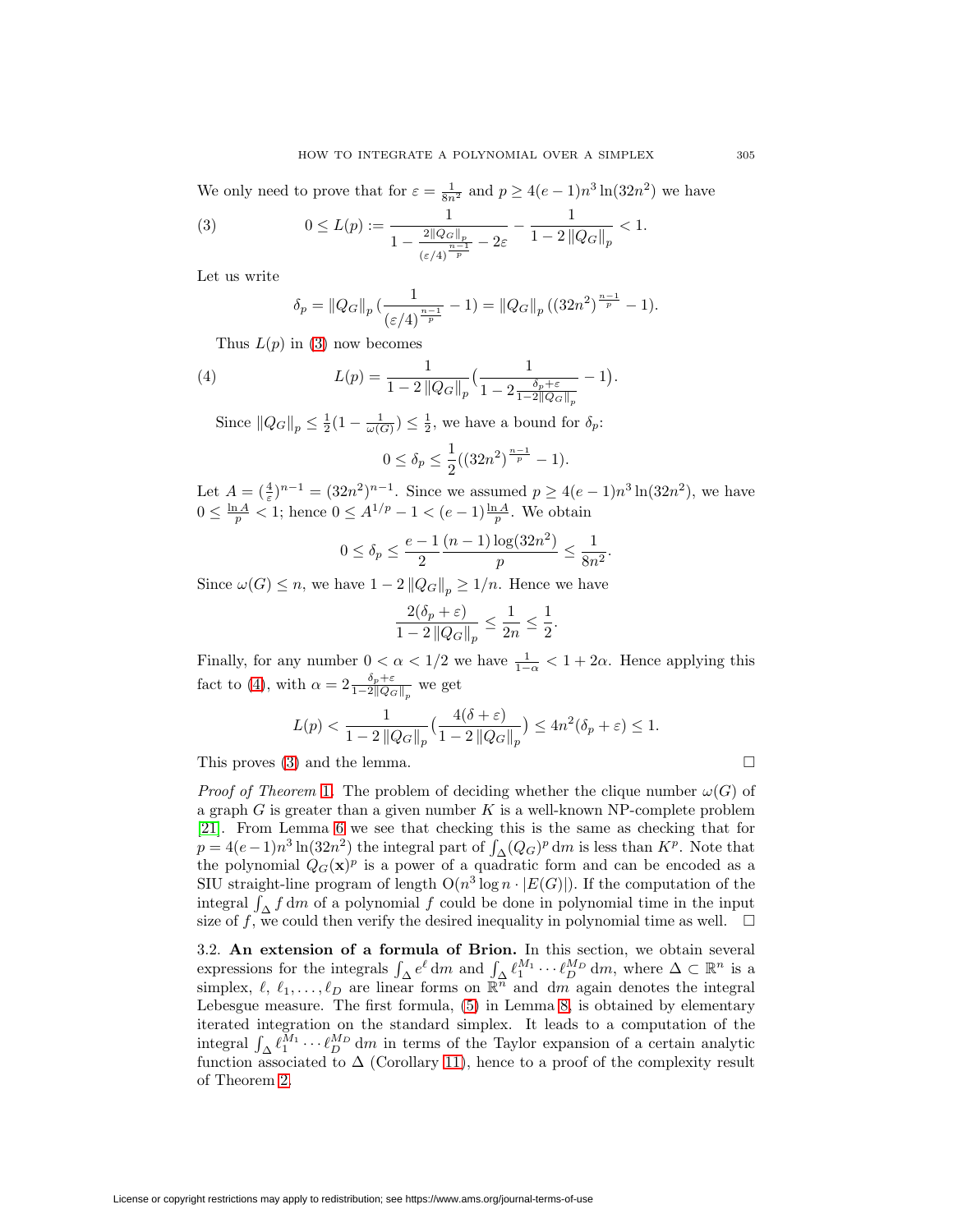We only need to prove that for $\varepsilon = \frac{1}{8n^2}$ and $p \geq 4(e-1)n^3 \ln(32n^2)$ we have

$$(3) \qquad 0 \leq L(p) := \frac{1}{1 - \frac{2\|Q_G\|_p}{(\varepsilon/4)^{\frac{n-1}{p}}} - 2\varepsilon} - \frac{1}{1 - 2\|Q_G\|_p} < 1.$$

Let us write

$$\delta_p = \|Q_G\|_p \left(\frac{1}{(\varepsilon/4)^{\frac{n-1}{p}}} - 1\right) = \|Q_G\|_p \left((32n^2)^{\frac{n-1}{p}} - 1\right).$$

Thus $L(p)$ in (3) now becomes

$$(4) \qquad L(p) = \frac{1}{1 - 2\|Q_G\|_p} \left(\frac{1}{1 - 2\frac{\delta_p + \varepsilon}{1 - 2\|Q_G\|_p}} - 1\right).$$

Since $\|Q_G\|_p \leq \frac{1}{2}(1 - \frac{1}{\omega(G)}) \leq \frac{1}{2}$, we have a bound for $\delta_p$:

$$0 \leq \delta_p \leq \frac{1}{2}((32n^2)^{\frac{n-1}{p}} - 1).$$

Let $A = (\frac{4}{\varepsilon})^{n-1} = (32n^2)^{n-1}$. Since we assumed $p \geq 4(e-1)n^3 \ln(32n^2)$, we have $0 \leq \frac{\ln A}{p} < 1$; hence $0 \leq A^{1/p} - 1 < (e-1)\frac{\ln A}{p}$. We obtain

$$0 \leq \delta_p \leq \frac{e-1}{2} \frac{(n-1)\log(32n^2)}{p} \leq \frac{1}{8n^2}.$$

Since $\omega(G) \leq n$, we have $1 - 2\|Q_G\|_p \geq 1/n$. Hence we have

$$\frac{2(\delta_p + \varepsilon)}{1 - 2\|Q_G\|_p} \leq \frac{1}{2n} \leq \frac{1}{2}.$$

Finally, for any number $0 < \alpha < 1/2$ we have $\frac{1}{1-\alpha} < 1 + 2\alpha$. Hence applying this fact to (4), with $\alpha = 2\frac{\delta_p + \varepsilon}{1 - 2\|Q_G\|_p}$ we get

$$L(p) < \frac{1}{1 - 2\|Q_G\|_p} \left(\frac{4(\delta + \varepsilon)}{1 - 2\|Q_G\|_p}\right) \leq 4n^2(\delta_p + \varepsilon) \leq 1.$$

This proves (3) and the lemma. ∎

*Proof of Theorem* 1. The problem of deciding whether the clique number $\omega(G)$ of a graph $G$ is greater than a given number $K$ is a well-known NP-complete problem [21]. From Lemma 6 we see that checking this is the same as checking that for $p = 4(e-1)n^3 \ln(32n^2)$ the integral part of $\int_\Delta (Q_G)^p \, \mathrm{d}m$ is less than $K^p$. Note that the polynomial $Q_G(\mathbf{x})^p$ is a power of a quadratic form and can be encoded as a SIU straight-line program of length $O(n^3 \log n \cdot |E(G)|)$. If the computation of the integral $\int_\Delta f \, \mathrm{d}m$ of a polynomial $f$ could be done in polynomial time in the input size of $f$, we could then verify the desired inequality in polynomial time as well. ∎

3.2. **An extension of a formula of Brion.** In this section, we obtain several expressions for the integrals $\int_\Delta e^\ell \, \mathrm{d}m$ and $\int_\Delta \ell_1^{M_1} \cdots \ell_D^{M_D} \, \mathrm{d}m$, where $\Delta \subset \mathbb{R}^n$ is a simplex, $\ell, \ell_1, \ldots, \ell_D$ are linear forms on $\mathbb{R}^n$ and $\mathrm{d}m$ again denotes the integral Lebesgue measure. The first formula, (5) in Lemma 8, is obtained by elementary iterated integration on the standard simplex. It leads to a computation of the integral $\int_\Delta \ell_1^{M_1} \cdots \ell_D^{M_D} \, \mathrm{d}m$ in terms of the Taylor expansion of a certain analytic function associated to $\Delta$ (Corollary 11), hence to a proof of the complexity result of Theorem 2.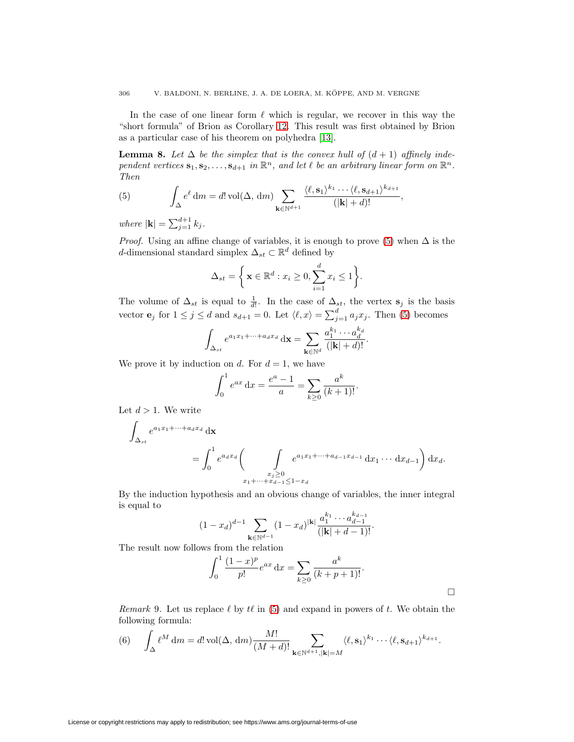In the case of one linear form $\ell$ which is regular, we recover in this way the "short formula" of Brion as Corollary 12. This result was first obtained by Brion as a particular case of his theorem on polyhedra [13].

**Lemma 8.** *Let $\Delta$ be the simplex that is the convex hull of $(d+1)$ affinely independent vertices $\mathbf{s}_1, \mathbf{s}_2, \dots, \mathbf{s}_{d+1}$ in $\mathbb{R}^n$, and let $\ell$ be an arbitrary linear form on $\mathbb{R}^n$. Then*

$$\int_\Delta e^\ell \,\mathrm{d}m = d! \operatorname{vol}(\Delta, \,\mathrm{d}m) \sum_{\mathbf{k}\in\mathbb{N}^{d+1}} \frac{\langle \ell, \mathbf{s}_1\rangle^{k_1} \cdots \langle \ell, \mathbf{s}_{d+1}\rangle^{k_{d+1}}}{(|\mathbf{k}|+d)!}, \tag{5}$$

*where $|\mathbf{k}| = \sum_{j=1}^{d+1} k_j$.*

*Proof.* Using an affine change of variables, it is enough to prove (5) when $\Delta$ is the $d$-dimensional standard simplex $\Delta_{st} \subset \mathbb{R}^d$ defined by

$$\Delta_{st} = \bigg\{ \mathbf{x} \in \mathbb{R}^d : x_i \geq 0, \sum_{i=1}^d x_i \leq 1 \bigg\}.$$

The volume of $\Delta_{st}$ is equal to $\frac{1}{d!}$. In the case of $\Delta_{st}$, the vertex $\mathbf{s}_j$ is the basis vector $\mathbf{e}_j$ for $1 \leq j \leq d$ and $s_{d+1} = 0$. Let $\langle \ell, x\rangle = \sum_{j=1}^d a_j x_j$. Then (5) becomes

$$\int_{\Delta_{st}} e^{a_1x_1+\cdots+a_dx_d} \,\mathrm{d}\mathbf{x} = \sum_{\mathbf{k}\in\mathbb{N}^d} \frac{a_1^{k_1}\cdots a_d^{k_d}}{(|\mathbf{k}|+d)!}.$$

We prove it by induction on $d$. For $d=1$, we have

$$\int_0^1 e^{ax}\,\mathrm{d}x = \frac{e^a - 1}{a} = \sum_{k\geq 0} \frac{a^k}{(k+1)!}.$$

Let $d > 1$. We write

$$\int_{\Delta_{st}} e^{a_1x_1+\cdots+a_dx_d}\,\mathrm{d}\mathbf{x} = \int_0^1 e^{a_dx_d} \bigg( \int_{\substack{x_j\geq 0 \\ x_1+\cdots+x_{d-1}\leq 1-x_d}} e^{a_1x_1+\cdots+a_{d-1}x_{d-1}}\,\mathrm{d}x_1\cdots \mathrm{d}x_{d-1} \bigg)\,\mathrm{d}x_d.$$

By the induction hypothesis and an obvious change of variables, the inner integral is equal to

$$(1-x_d)^{d-1} \sum_{\mathbf{k}\in\mathbb{N}^{d-1}} (1-x_d)^{|\mathbf{k}|} \frac{a_1^{k_1}\cdots a_{d-1}^{k_{d-1}}}{(|\mathbf{k}|+d-1)!}.$$

The result now follows from the relation

$$\int_0^1 \frac{(1-x)^p}{p!} e^{ax}\,\mathrm{d}x = \sum_{k\geq 0} \frac{a^k}{(k+p+1)!}.$$

$\square$

*Remark* 9. Let us replace $\ell$ by $t\ell$ in (5) and expand in powers of $t$. We obtain the following formula:

$$\int_\Delta \ell^M \,\mathrm{d}m = d! \operatorname{vol}(\Delta, \,\mathrm{d}m) \frac{M!}{(M+d)!} \sum_{\mathbf{k}\in\mathbb{N}^{d+1}, |\mathbf{k}|=M} \langle \ell, \mathbf{s}_1\rangle^{k_1} \cdots \langle \ell, \mathbf{s}_{d+1}\rangle^{k_{d+1}}. \tag{6}$$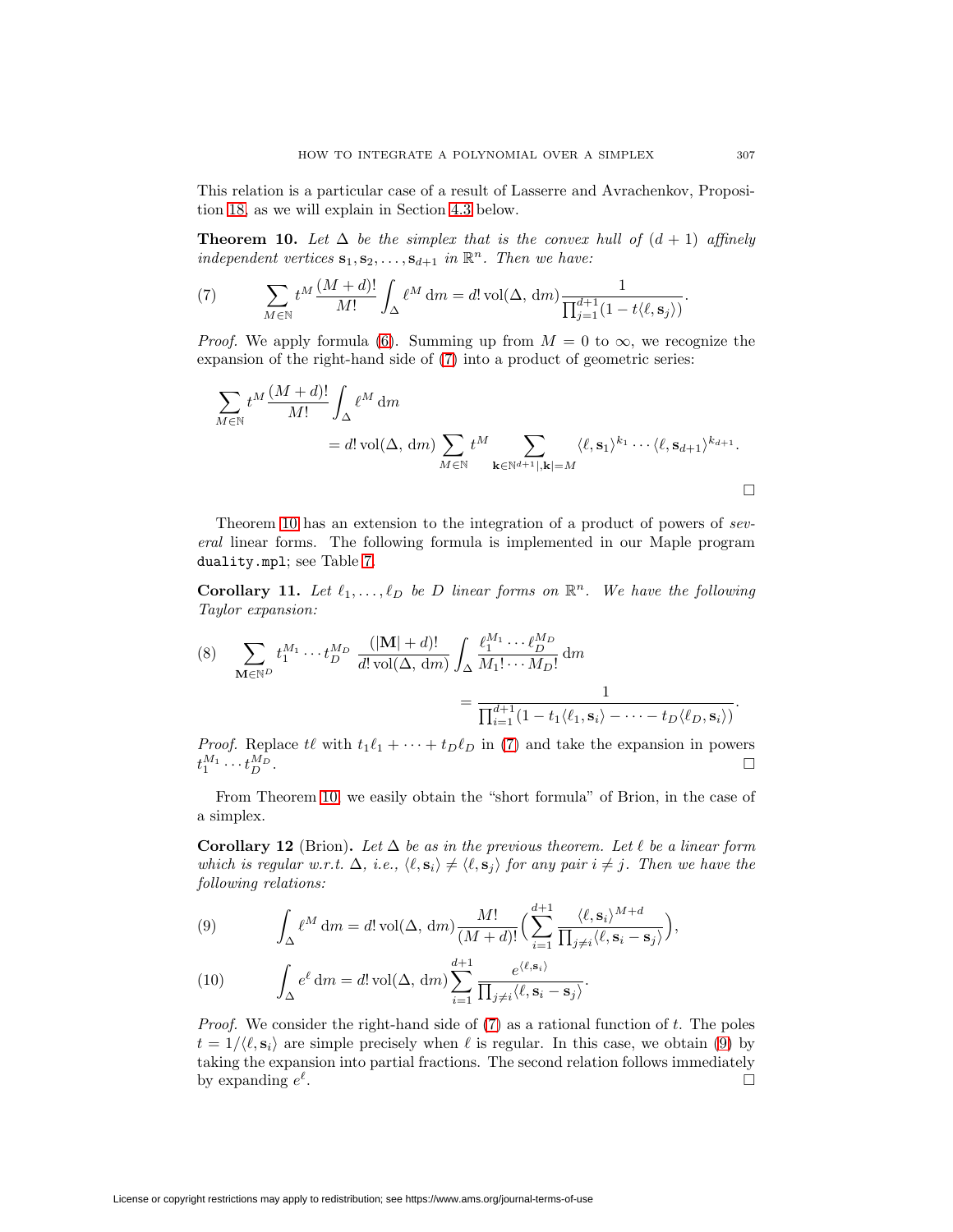This relation is a particular case of a result of Lasserre and Avrachenkov, Proposition 18, as we will explain in Section 4.3 below.

**Theorem 10.** *Let $\Delta$ be the simplex that is the convex hull of $(d+1)$ affinely independent vertices $\mathbf{s}_1, \mathbf{s}_2, \ldots, \mathbf{s}_{d+1}$ in $\mathbb{R}^n$. Then we have:*

$$\sum_{M\in\mathbb{N}} t^M \frac{(M+d)!}{M!} \int_\Delta \ell^M \,\mathrm{d}m = d!\operatorname{vol}(\Delta, \mathrm{d}m) \frac{1}{\prod_{j=1}^{d+1}(1 - t\langle \ell, \mathbf{s}_j\rangle)}. \tag{7}$$

*Proof.* We apply formula (6). Summing up from $M = 0$ to $\infty$, we recognize the expansion of the right-hand side of (7) into a product of geometric series:

$$\begin{aligned}\sum_{M\in\mathbb{N}} t^M \frac{(M+d)!}{M!} \int_\Delta \ell^M \,\mathrm{d}m \\ = d!\operatorname{vol}(\Delta, \mathrm{d}m) \sum_{M\in\mathbb{N}} t^M \sum_{\mathbf{k}\in\mathbb{N}^{d+1}|, |\mathbf{k}|=M} \langle \ell, \mathbf{s}_1\rangle^{k_1} \cdots \langle \ell, \mathbf{s}_{d+1}\rangle^{k_{d+1}}.\end{aligned}$$

□

Theorem 10 has an extension to the integration of a product of powers of *several* linear forms. The following formula is implemented in our Maple program `duality.mpl`; see Table 7.

**Corollary 11.** *Let $\ell_1, \ldots, \ell_D$ be $D$ linear forms on $\mathbb{R}^n$. We have the following Taylor expansion:*

$$\begin{aligned}\sum_{\mathbf{M}\in\mathbb{N}^D} t_1^{M_1} \cdots t_D^{M_D} \, \frac{(|\mathbf{M}|+d)!}{d!\operatorname{vol}(\Delta, \mathrm{d}m)} \int_\Delta \frac{\ell_1^{M_1}\cdots \ell_D^{M_D}}{M_1! \cdots M_D!} \,\mathrm{d}m \\ = \frac{1}{\prod_{i=1}^{d+1}(1 - t_1\langle \ell_1, \mathbf{s}_i\rangle - \cdots - t_D\langle \ell_D, \mathbf{s}_i\rangle)}.\end{aligned} \tag{8}$$

*Proof.* Replace $t\ell$ with $t_1\ell_1 + \cdots + t_D\ell_D$ in (7) and take the expansion in powers $t_1^{M_1}\cdots t_D^{M_D}$. □

From Theorem 10, we easily obtain the "short formula" of Brion, in the case of a simplex.

**Corollary 12** (Brion)**.** *Let $\Delta$ be as in the previous theorem. Let $\ell$ be a linear form which is regular w.r.t. $\Delta$, i.e., $\langle \ell, \mathbf{s}_i\rangle \neq \langle \ell, \mathbf{s}_j\rangle$ for any pair $i \neq j$. Then we have the following relations:*

$$\int_\Delta \ell^M \,\mathrm{d}m = d!\operatorname{vol}(\Delta, \mathrm{d}m) \frac{M!}{(M+d)!} \Big( \sum_{i=1}^{d+1} \frac{\langle \ell, \mathbf{s}_i\rangle^{M+d}}{\prod_{j\neq i}\langle \ell, \mathbf{s}_i - \mathbf{s}_j\rangle} \Big), \tag{9}$$

$$\int_\Delta e^\ell \,\mathrm{d}m = d!\operatorname{vol}(\Delta, \mathrm{d}m) \sum_{i=1}^{d+1} \frac{e^{\langle \ell, \mathbf{s}_i\rangle}}{\prod_{j\neq i}\langle \ell, \mathbf{s}_i - \mathbf{s}_j\rangle}. \tag{10}$$

*Proof.* We consider the right-hand side of (7) as a rational function of $t$. The poles $t = 1/\langle \ell, \mathbf{s}_i\rangle$ are simple precisely when $\ell$ is regular. In this case, we obtain (9) by taking the expansion into partial fractions. The second relation follows immediately by expanding $e^\ell$. □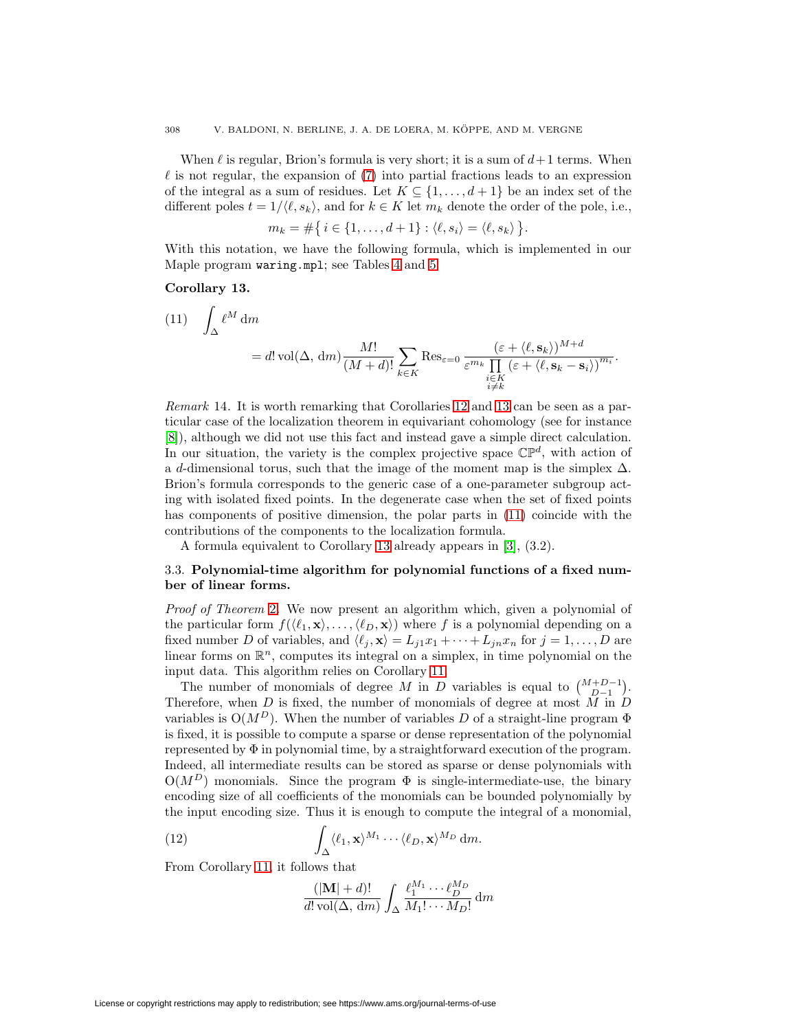When $\ell$ is regular, Brion's formula is very short; it is a sum of $d+1$ terms. When $\ell$ is not regular, the expansion of (7) into partial fractions leads to an expression of the integral as a sum of residues. Let $K \subseteq \{1, \ldots, d+1\}$ be an index set of the different poles $t = 1/\langle \ell, s_k\rangle$, and for $k \in K$ let $m_k$ denote the order of the pole, i.e.,

$$m_k = \#\{\, i \in \{1, \ldots, d+1\} : \langle \ell, s_i\rangle = \langle \ell, s_k\rangle \,\}.$$

With this notation, we have the following formula, which is implemented in our Maple program `waring.mpl`; see Tables 4 and 5.

**Corollary 13.**

$$\begin{aligned}(11)\quad & \int_\Delta \ell^M \,\mathrm{d}m \\ &= d! \operatorname{vol}(\Delta, \,\mathrm{d}m) \frac{M!}{(M+d)!} \sum_{k \in K} \operatorname{Res}_{\varepsilon=0} \frac{(\varepsilon + \langle \ell, \mathbf{s}_k\rangle)^{M+d}}{\varepsilon^{m_k} \prod_{\substack{i \in K \\ i \neq k}} (\varepsilon + \langle \ell, \mathbf{s}_k - \mathbf{s}_i\rangle)^{m_i}}.\end{aligned}$$

*Remark* 14. It is worth remarking that Corollaries 12 and 13 can be seen as a particular case of the localization theorem in equivariant cohomology (see for instance [8]), although we did not use this fact and instead gave a simple direct calculation. In our situation, the variety is the complex projective space $\mathbb{CP}^d$, with action of a $d$-dimensional torus, such that the image of the moment map is the simplex $\Delta$. Brion's formula corresponds to the generic case of a one-parameter subgroup acting with isolated fixed points. In the degenerate case when the set of fixed points has components of positive dimension, the polar parts in (11) coincide with the contributions of the components to the localization formula.

A formula equivalent to Corollary 13 already appears in [3], (3.2).

### 3.3. Polynomial-time algorithm for polynomial functions of a fixed number of linear forms.

*Proof of Theorem* 2. We now present an algorithm which, given a polynomial of the particular form $f(\langle \ell_1, \mathbf{x}\rangle, \ldots, \langle \ell_D, \mathbf{x}\rangle)$ where $f$ is a polynomial depending on a fixed number $D$ of variables, and $\langle \ell_j, \mathbf{x}\rangle = L_{j1}x_1 + \cdots + L_{jn}x_n$ for $j = 1, \ldots, D$ are linear forms on $\mathbb{R}^n$, computes its integral on a simplex, in time polynomial on the input data. This algorithm relies on Corollary 11.

The number of monomials of degree $M$ in $D$ variables is equal to $\binom{M+D-1}{D-1}$. Therefore, when $D$ is fixed, the number of monomials of degree at most $M$ in $D$ variables is $\mathrm{O}(M^D)$. When the number of variables $D$ of a straight-line program $\Phi$ is fixed, it is possible to compute a sparse or dense representation of the polynomial represented by $\Phi$ in polynomial time, by a straightforward execution of the program. Indeed, all intermediate results can be stored as sparse or dense polynomials with $\mathrm{O}(M^D)$ monomials. Since the program $\Phi$ is single-intermediate-use, the binary encoding size of all coefficients of the monomials can be bounded polynomially by the input encoding size. Thus it is enough to compute the integral of a monomial,

$$(12)\qquad \int_\Delta \langle \ell_1, \mathbf{x}\rangle^{M_1} \cdots \langle \ell_D, \mathbf{x}\rangle^{M_D} \,\mathrm{d}m.$$

From Corollary 11, it follows that

$$\frac{(|\mathbf{M}|+d)!}{d! \operatorname{vol}(\Delta, \,\mathrm{d}m)} \int_\Delta \frac{\ell_1^{M_1} \cdots \ell_D^{M_D}}{M_1! \cdots M_D!} \,\mathrm{d}m$$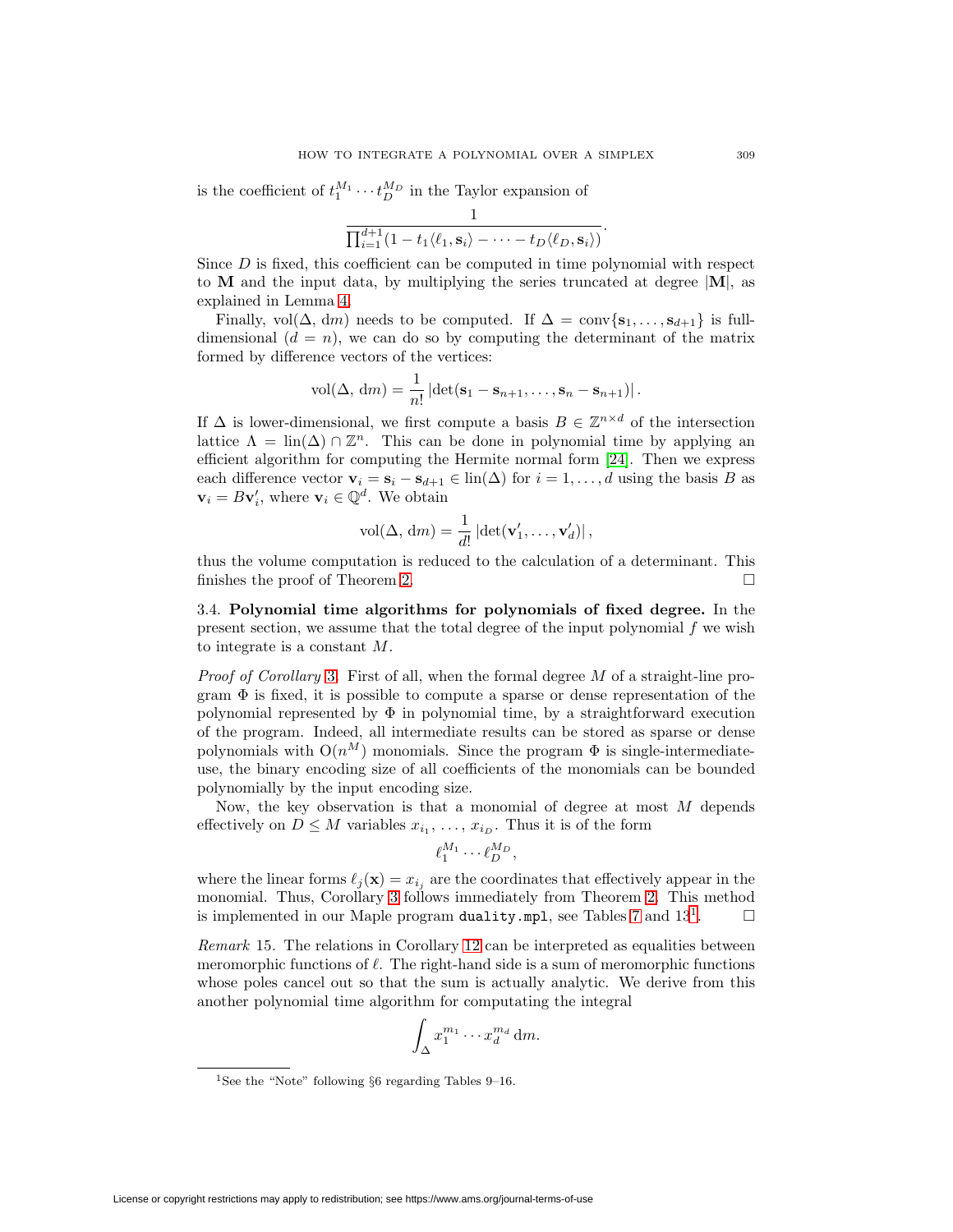is the coefficient of $t_1^{M_1} \cdots t_D^{M_D}$ in the Taylor expansion of

$$\frac{1}{\prod_{i=1}^{d+1}(1 - t_1\langle \ell_1, \mathbf{s}_i\rangle - \cdots - t_D\langle \ell_D, \mathbf{s}_i\rangle)}.$$

Since $D$ is fixed, this coefficient can be computed in time polynomial with respect to $\mathbf{M}$ and the input data, by multiplying the series truncated at degree $|\mathbf{M}|$, as explained in Lemma 4.

Finally, $\operatorname{vol}(\Delta, \mathrm{d}m)$ needs to be computed. If $\Delta = \operatorname{conv}\{\mathbf{s}_1, \ldots, \mathbf{s}_{d+1}\}$ is full-dimensional ($d = n$), we can do so by computing the determinant of the matrix formed by difference vectors of the vertices:

$$\operatorname{vol}(\Delta, \mathrm{d}m) = \frac{1}{n!}\left|\det(\mathbf{s}_1 - \mathbf{s}_{n+1}, \ldots, \mathbf{s}_n - \mathbf{s}_{n+1})\right|.$$

If $\Delta$ is lower-dimensional, we first compute a basis $B \in \mathbb{Z}^{n \times d}$ of the intersection lattice $\Lambda = \operatorname{lin}(\Delta) \cap \mathbb{Z}^n$. This can be done in polynomial time by applying an efficient algorithm for computing the Hermite normal form [24]. Then we express each difference vector $\mathbf{v}_i = \mathbf{s}_i - \mathbf{s}_{d+1} \in \operatorname{lin}(\Delta)$ for $i = 1, \ldots, d$ using the basis $B$ as $\mathbf{v}_i = B\mathbf{v}_i'$, where $\mathbf{v}_i \in \mathbb{Q}^d$. We obtain

$$\operatorname{vol}(\Delta, \mathrm{d}m) = \frac{1}{d!}\left|\det(\mathbf{v}_1', \ldots, \mathbf{v}_d')\right|,$$

thus the volume computation is reduced to the calculation of a determinant. This finishes the proof of Theorem 2. □

3.4. **Polynomial time algorithms for polynomials of fixed degree.** In the present section, we assume that the total degree of the input polynomial $f$ we wish to integrate is a constant $M$.

*Proof of Corollary 3.* First of all, when the formal degree $M$ of a straight-line program $\Phi$ is fixed, it is possible to compute a sparse or dense representation of the polynomial represented by $\Phi$ in polynomial time, by a straightforward execution of the program. Indeed, all intermediate results can be stored as sparse or dense polynomials with $\mathrm{O}(n^M)$ monomials. Since the program $\Phi$ is single-intermediate-use, the binary encoding size of all coefficients of the monomials can be bounded polynomially by the input encoding size.

Now, the key observation is that a monomial of degree at most $M$ depends effectively on $D \leq M$ variables $x_{i_1}, \ldots, x_{i_D}$. Thus it is of the form

$$\ell_1^{M_1} \cdots \ell_D^{M_D},$$

where the linear forms $\ell_j(\mathbf{x}) = x_{i_j}$ are the coordinates that effectively appear in the monomial. Thus, Corollary 3 follows immediately from Theorem 2. This method is implemented in our Maple program `duality.mpl`, see Tables 7 and 13[1]. □

*Remark* 15. The relations in Corollary 12 can be interpreted as equalities between meromorphic functions of $\ell$. The right-hand side is a sum of meromorphic functions whose poles cancel out so that the sum is actually analytic. We derive from this another polynomial time algorithm for computating the integral

$$\int_\Delta x_1^{m_1} \cdots x_d^{m_d}\,\mathrm{d}m.$$

[1] See the "Note" following §6 regarding Tables 9–16.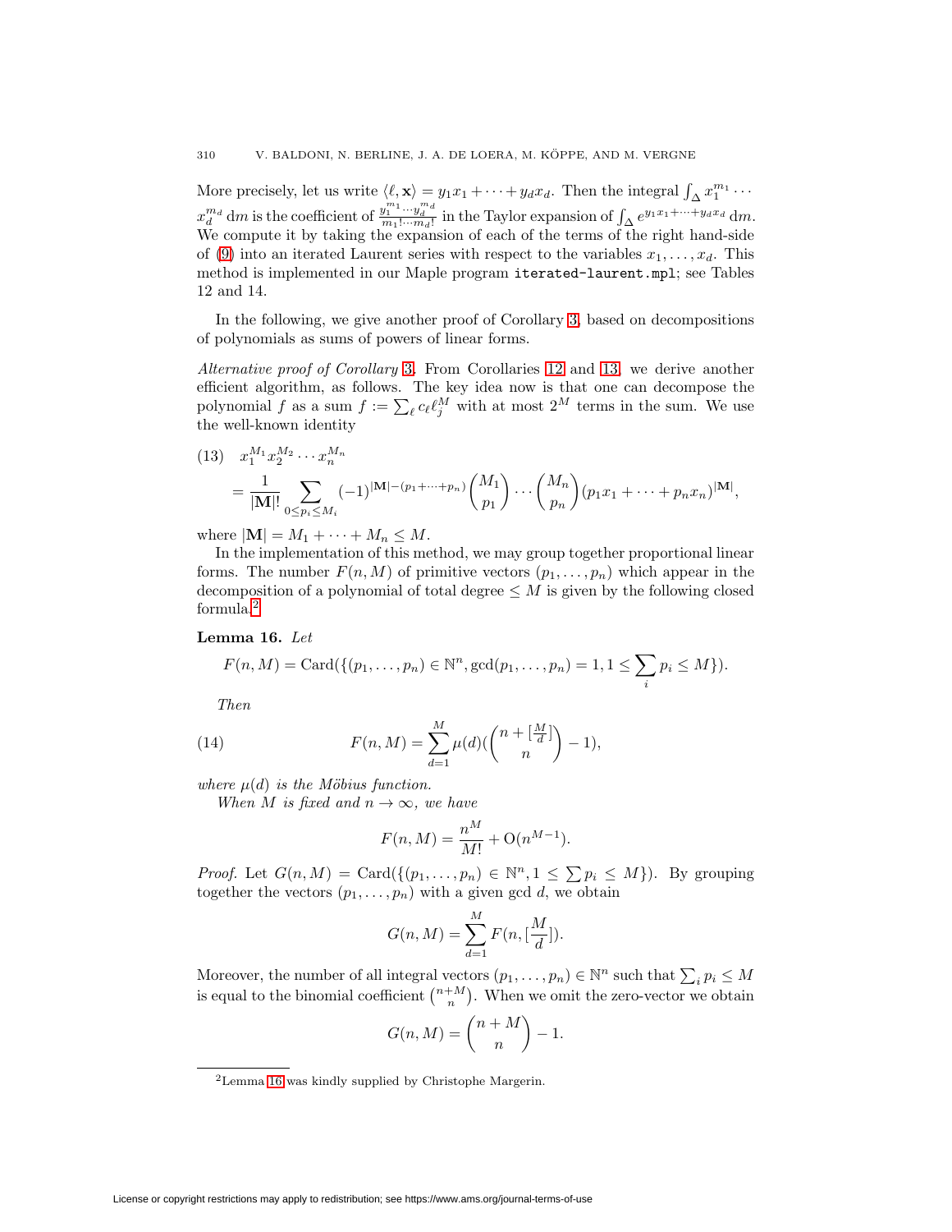More precisely, let us write $\langle \ell, \mathbf{x} \rangle = y_1 x_1 + \cdots + y_d x_d$. Then the integral $\int_\Delta x_1^{m_1} \cdots x_d^{m_d} \,\mathrm{d}m$ is the coefficient of $\frac{y_1^{m_1} \cdots y_d^{m_d}}{m_1! \cdots m_d!}$ in the Taylor expansion of $\int_\Delta e^{y_1 x_1 + \cdots + y_d x_d} \,\mathrm{d}m$. We compute it by taking the expansion of each of the terms of the right hand-side of (9) into an iterated Laurent series with respect to the variables $x_1, \dots, x_d$. This method is implemented in our Maple program `iterated-laurent.mpl`; see Tables 12 and 14.

In the following, we give another proof of Corollary 3, based on decompositions of polynomials as sums of powers of linear forms.

*Alternative proof of Corollary* 3. From Corollaries 12 and 13, we derive another efficient algorithm, as follows. The key idea now is that one can decompose the polynomial $f$ as a sum $f := \sum_\ell c_\ell \ell_j^M$ with at most $2^M$ terms in the sum. We use the well-known identity

$$
(13)\quad x_1^{M_1} x_2^{M_2} \cdots x_n^{M_n} = \frac{1}{|\mathbf{M}|!} \sum_{0 \le p_i \le M_i} (-1)^{|\mathbf{M}| - (p_1 + \cdots + p_n)} \binom{M_1}{p_1} \cdots \binom{M_n}{p_n} (p_1 x_1 + \cdots + p_n x_n)^{|\mathbf{M}|},
$$

where $|\mathbf{M}| = M_1 + \cdots + M_n \le M$.

In the implementation of this method, we may group together proportional linear forms. The number $F(n, M)$ of primitive vectors $(p_1, \dots, p_n)$ which appear in the decomposition of a polynomial of total degree $\le M$ is given by the following closed formula.[2]

**Lemma 16.** *Let*

$$
F(n, M) = \mathrm{Card}(\{(p_1, \dots, p_n) \in \mathbb{N}^n, \gcd(p_1, \dots, p_n) = 1, 1 \le \sum_i p_i \le M\}).
$$

*Then*

$$
(14)\qquad F(n, M) = \sum_{d=1}^{M} \mu(d) \left( \binom{n + [\frac{M}{d}]}{n} - 1 \right),
$$

*where $\mu(d)$ is the Möbius function.*

*When $M$ is fixed and $n \to \infty$, we have*

$$
F(n, M) = \frac{n^M}{M!} + \mathrm{O}(n^{M-1}).
$$

*Proof.* Let $G(n, M) = \mathrm{Card}(\{(p_1, \dots, p_n) \in \mathbb{N}^n, 1 \le \sum p_i \le M\})$. By grouping together the vectors $(p_1, \dots, p_n)$ with a given gcd $d$, we obtain

$$
G(n, M) = \sum_{d=1}^{M} F(n, [\frac{M}{d}]).
$$

Moreover, the number of all integral vectors $(p_1, \dots, p_n) \in \mathbb{N}^n$ such that $\sum_i p_i \le M$ is equal to the binomial coefficient $\binom{n+M}{n}$. When we omit the zero-vector we obtain

$$
G(n, M) = \binom{n + M}{n} - 1.
$$

[2] Lemma 16 was kindly supplied by Christophe Margerin.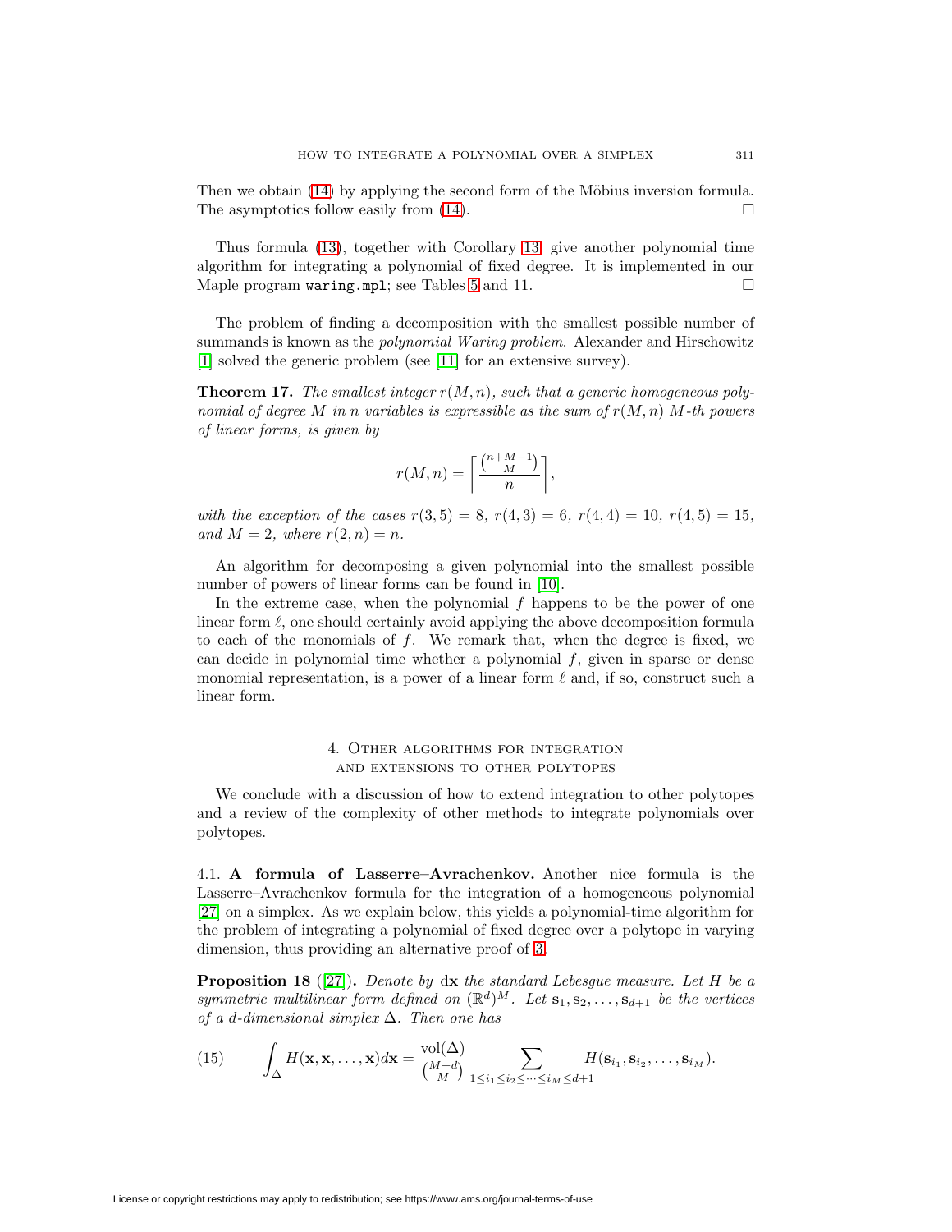Then we obtain (14) by applying the second form of the Möbius inversion formula. The asymptotics follow easily from (14). □

Thus formula (13), together with Corollary 13, give another polynomial time algorithm for integrating a polynomial of fixed degree. It is implemented in our Maple program `waring.mpl`; see Tables 5 and 11. □

The problem of finding a decomposition with the smallest possible number of summands is known as the *polynomial Waring problem*. Alexander and Hirschowitz [1] solved the generic problem (see [11] for an extensive survey).

**Theorem 17.** *The smallest integer $r(M,n)$, such that a generic homogeneous polynomial of degree $M$ in $n$ variables is expressible as the sum of $r(M,n)$ $M$-th powers of linear forms, is given by*

$$r(M,n) = \left\lceil \frac{\binom{n+M-1}{M}}{n} \right\rceil,$$

*with the exception of the cases $r(3,5) = 8$, $r(4,3) = 6$, $r(4,4) = 10$, $r(4,5) = 15$, and $M = 2$, where $r(2,n) = n$.*

An algorithm for decomposing a given polynomial into the smallest possible number of powers of linear forms can be found in [10].

In the extreme case, when the polynomial $f$ happens to be the power of one linear form $\ell$, one should certainly avoid applying the above decomposition formula to each of the monomials of $f$. We remark that, when the degree is fixed, we can decide in polynomial time whether a polynomial $f$, given in sparse or dense monomial representation, is a power of a linear form $\ell$ and, if so, construct such a linear form.

## 4. Other algorithms for integration and extensions to other polytopes

We conclude with a discussion of how to extend integration to other polytopes and a review of the complexity of other methods to integrate polynomials over polytopes.

### 4.1. A formula of Lasserre–Avrachenkov.

Another nice formula is the Lasserre–Avrachenkov formula for the integration of a homogeneous polynomial [27] on a simplex. As we explain below, this yields a polynomial-time algorithm for the problem of integrating a polynomial of fixed degree over a polytope in varying dimension, thus providing an alternative proof of 3.

**Proposition 18** ([27])**.** *Denote by $d\mathbf{x}$ the standard Lebesgue measure. Let $H$ be a symmetric multilinear form defined on $(\mathbb{R}^d)^M$. Let $\mathbf{s}_1, \mathbf{s}_2, \ldots, \mathbf{s}_{d+1}$ be the vertices of a $d$-dimensional simplex $\Delta$. Then one has*

$$\int_\Delta H(\mathbf{x}, \mathbf{x}, \ldots, \mathbf{x}) d\mathbf{x} = \frac{\operatorname{vol}(\Delta)}{\binom{M+d}{M}} \sum_{1 \leq i_1 \leq i_2 \leq \cdots \leq i_M \leq d+1} H(\mathbf{s}_{i_1}, \mathbf{s}_{i_2}, \ldots, \mathbf{s}_{i_M}). \tag{15}$$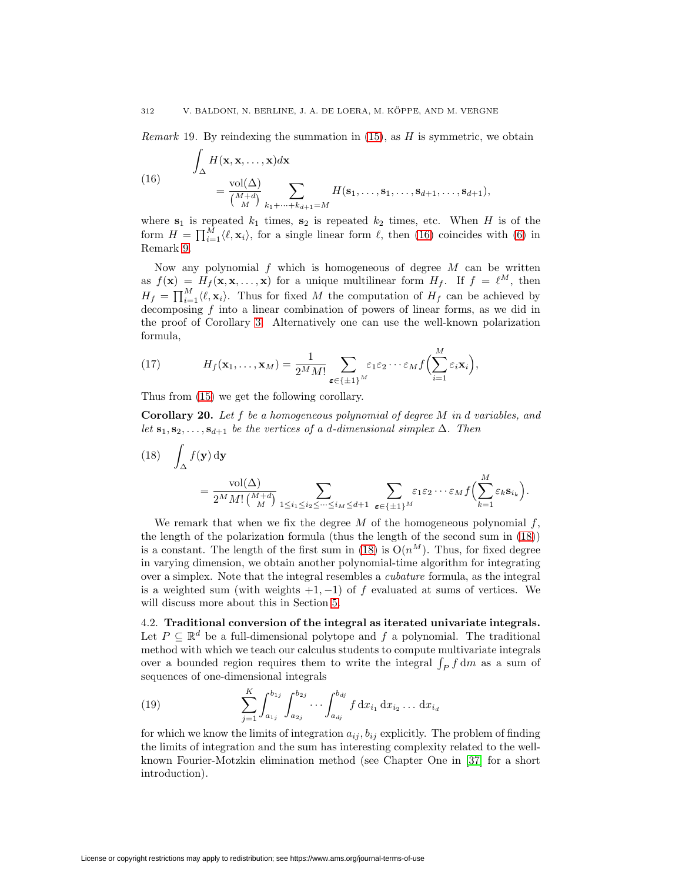*Remark* 19. By reindexing the summation in (15), as $H$ is symmetric, we obtain

$$\int_{\Delta} H(\mathbf{x},\mathbf{x},\ldots,\mathbf{x})d\mathbf{x} \tag{16}$$
$$= \frac{\operatorname{vol}(\Delta)}{\binom{M+d}{M}} \sum_{k_1+\cdots+k_{d+1}=M} H(\mathbf{s}_1,\ldots,\mathbf{s}_1,\ldots,\mathbf{s}_{d+1},\ldots,\mathbf{s}_{d+1}),$$

where $\mathbf{s}_1$ is repeated $k_1$ times, $\mathbf{s}_2$ is repeated $k_2$ times, etc. When $H$ is of the form $H = \prod_{i=1}^{M}\langle \ell, \mathbf{x}_i\rangle$, for a single linear form $\ell$, then (16) coincides with (6) in Remark 9.

Now any polynomial $f$ which is homogeneous of degree $M$ can be written as $f(\mathbf{x}) = H_f(\mathbf{x},\mathbf{x},\ldots,\mathbf{x})$ for a unique multilinear form $H_f$. If $f = \ell^M$, then $H_f = \prod_{i=1}^{M}\langle \ell, \mathbf{x}_i\rangle$. Thus for fixed $M$ the computation of $H_f$ can be achieved by decomposing $f$ into a linear combination of powers of linear forms, as we did in the proof of Corollary 3. Alternatively one can use the well-known polarization formula,

$$H_f(\mathbf{x}_1,\ldots,\mathbf{x}_M) = \frac{1}{2^M M!}\sum_{\boldsymbol{\varepsilon}\in\{\pm1\}^M} \varepsilon_1\varepsilon_2\cdots\varepsilon_M f\Big(\sum_{i=1}^{M}\varepsilon_i\mathbf{x}_i\Big), \tag{17}$$

Thus from (15) we get the following corollary.

**Corollary 20.** *Let $f$ be a homogeneous polynomial of degree $M$ in $d$ variables, and let $\mathbf{s}_1,\mathbf{s}_2,\ldots,\mathbf{s}_{d+1}$ be the vertices of a $d$-dimensional simplex $\Delta$. Then*

$$\int_{\Delta} f(\mathbf{y})\,\mathrm{d}\mathbf{y} \tag{18}$$
$$= \frac{\operatorname{vol}(\Delta)}{2^M M!\binom{M+d}{M}} \sum_{1\le i_1\le i_2\le\cdots\le i_M\le d+1}\ \sum_{\boldsymbol{\varepsilon}\in\{\pm1\}^M} \varepsilon_1\varepsilon_2\cdots\varepsilon_M f\Big(\sum_{k=1}^{M}\varepsilon_k \mathbf{s}_{i_k}\Big).$$

We remark that when we fix the degree $M$ of the homogeneous polynomial $f$, the length of the polarization formula (thus the length of the second sum in (18)) is a constant. The length of the first sum in (18) is $\mathrm{O}(n^M)$. Thus, for fixed degree in varying dimension, we obtain another polynomial-time algorithm for integrating over a simplex. Note that the integral resembles a *cubature* formula, as the integral is a weighted sum (with weights $+1,-1$) of $f$ evaluated at sums of vertices. We will discuss more about this in Section 5.

4.2. **Traditional conversion of the integral as iterated univariate integrals.** Let $P \subseteq \mathbb{R}^d$ be a full-dimensional polytope and $f$ a polynomial. The traditional method with which we teach our calculus students to compute multivariate integrals over a bounded region requires them to write the integral $\int_P f\,\mathrm{d}m$ as a sum of sequences of one-dimensional integrals

$$\sum_{j=1}^{K}\int_{a_{1j}}^{b_{1j}}\int_{a_{2j}}^{b_{2j}}\cdots\int_{a_{dj}}^{b_{dj}} f\,\mathrm{d}x_{i_1}\,\mathrm{d}x_{i_2}\ldots\mathrm{d}x_{i_d} \tag{19}$$

for which we know the limits of integration $a_{ij}, b_{ij}$ explicitly. The problem of finding the limits of integration and the sum has interesting complexity related to the well-known Fourier-Motzkin elimination method (see Chapter One in [37] for a short introduction).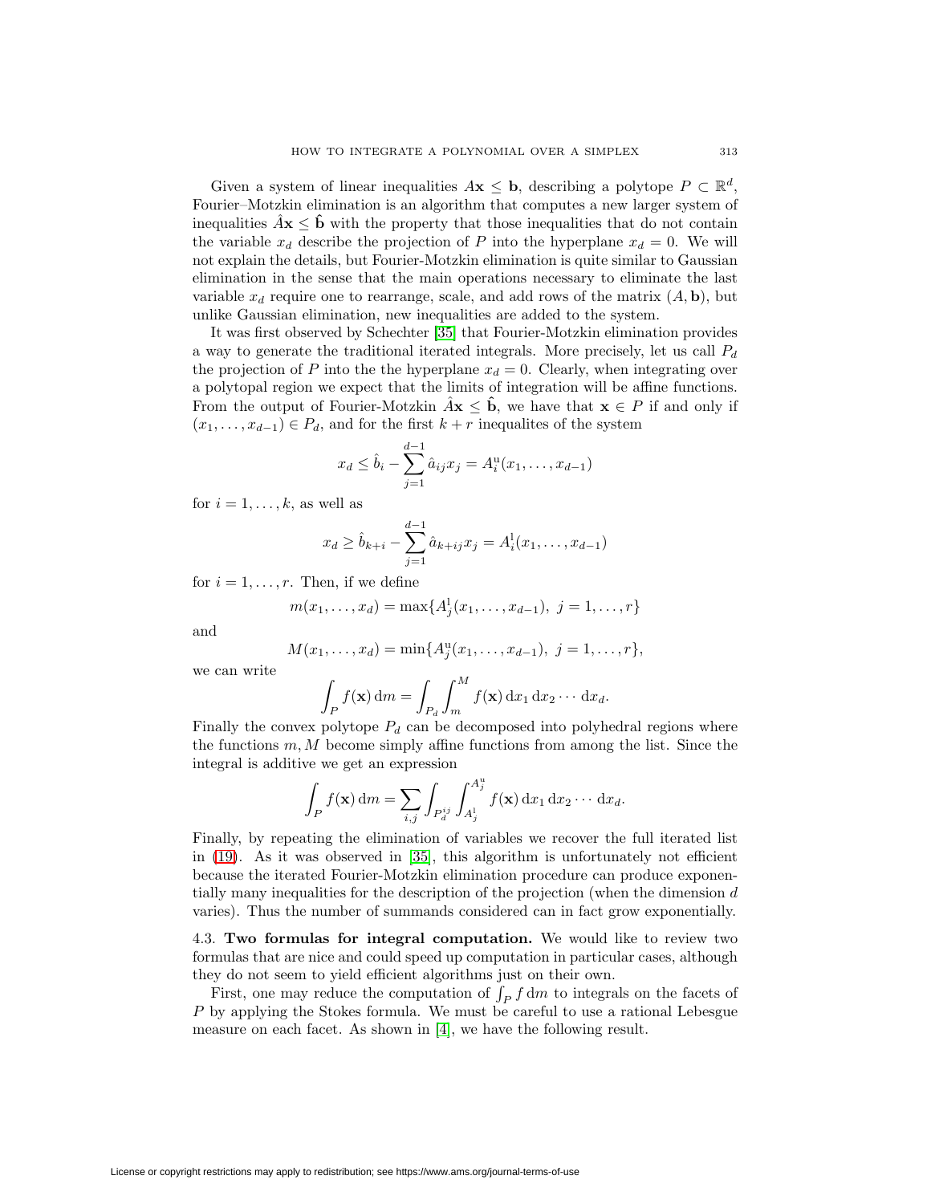Given a system of linear inequalities $A\mathbf{x} \leq \mathbf{b}$, describing a polytope $P \subset \mathbb{R}^d$, Fourier–Motzkin elimination is an algorithm that computes a new larger system of inequalities $\hat{A}\mathbf{x} \leq \hat{\mathbf{b}}$ with the property that those inequalities that do not contain the variable $x_d$ describe the projection of $P$ into the hyperplane $x_d = 0$. We will not explain the details, but Fourier-Motzkin elimination is quite similar to Gaussian elimination in the sense that the main operations necessary to eliminate the last variable $x_d$ require one to rearrange, scale, and add rows of the matrix $(A, \mathbf{b})$, but unlike Gaussian elimination, new inequalities are added to the system.

It was first observed by Schechter [35] that Fourier-Motzkin elimination provides a way to generate the traditional iterated integrals. More precisely, let us call $P_d$ the projection of $P$ into the the hyperplane $x_d = 0$. Clearly, when integrating over a polytopal region we expect that the limits of integration will be affine functions. From the output of Fourier-Motzkin $\hat{A}\mathbf{x} \leq \hat{\mathbf{b}}$, we have that $\mathbf{x} \in P$ if and only if $(x_1, \ldots, x_{d-1}) \in P_d$, and for the first $k + r$ inequalites of the system

$$x_d \leq \hat{b}_i - \sum_{j=1}^{d-1} \hat{a}_{ij} x_j = A_i^{\mathrm{u}}(x_1, \ldots, x_{d-1})$$

for $i = 1, \ldots, k$, as well as

$$x_d \geq \hat{b}_{k+i} - \sum_{j=1}^{d-1} \hat{a}_{k+ij} x_j = A_i^{\mathrm{l}}(x_1, \ldots, x_{d-1})$$

for $i = 1, \ldots, r$. Then, if we define

$$m(x_1, \ldots, x_d) = \max\{A_j^{\mathrm{l}}(x_1, \ldots, x_{d-1}),\ j = 1, \ldots, r\}$$

and

$$M(x_1, \ldots, x_d) = \min\{A_j^{\mathrm{u}}(x_1, \ldots, x_{d-1}),\ j = 1, \ldots, r\},$$

we can write

$$\int_P f(\mathbf{x})\, \mathrm{d}m = \int_{P_d} \int_m^M f(\mathbf{x})\, \mathrm{d}x_1\, \mathrm{d}x_2 \cdots \mathrm{d}x_d.$$

Finally the convex polytope $P_d$ can be decomposed into polyhedral regions where the functions $m, M$ become simply affine functions from among the list. Since the integral is additive we get an expression

$$\int_P f(\mathbf{x})\, \mathrm{d}m = \sum_{i,j} \int_{P_d^{ij}} \int_{A_j^{\mathrm{l}}}^{A_j^{\mathrm{u}}} f(\mathbf{x})\, \mathrm{d}x_1\, \mathrm{d}x_2 \cdots \mathrm{d}x_d.$$

Finally, by repeating the elimination of variables we recover the full iterated list in (19). As it was observed in [35], this algorithm is unfortunately not efficient because the iterated Fourier-Motzkin elimination procedure can produce exponentially many inequalities for the description of the projection (when the dimension $d$ varies). Thus the number of summands considered can in fact grow exponentially.

4.3. **Two formulas for integral computation.** We would like to review two formulas that are nice and could speed up computation in particular cases, although they do not seem to yield efficient algorithms just on their own.

First, one may reduce the computation of $\int_P f\, \mathrm{d}m$ to integrals on the facets of $P$ by applying the Stokes formula. We must be careful to use a rational Lebesgue measure on each facet. As shown in [4], we have the following result.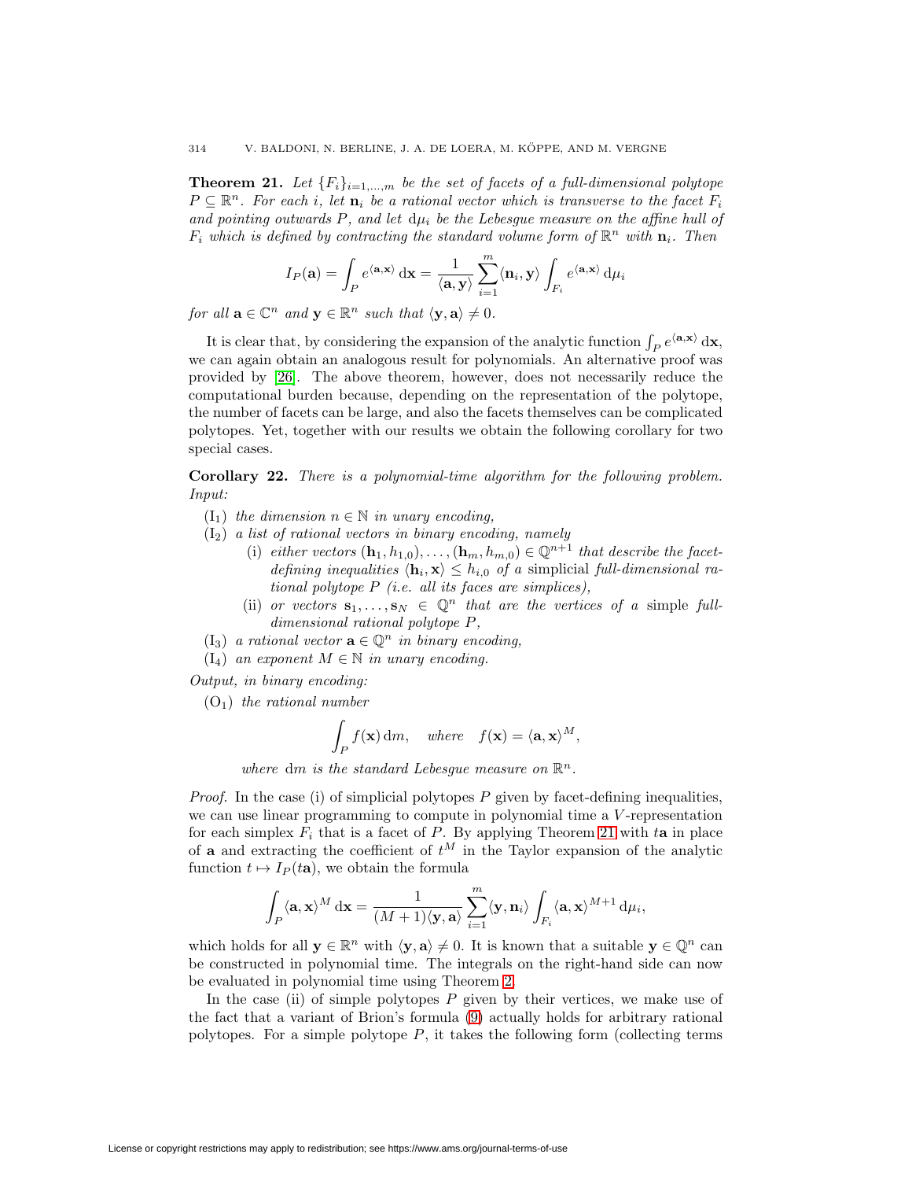**Theorem 21.** *Let $\{F_i\}_{i=1,\dots,m}$ be the set of facets of a full-dimensional polytope $P \subseteq \mathbb{R}^n$. For each $i$, let $\mathbf{n}_i$ be a rational vector which is transverse to the facet $F_i$ and pointing outwards $P$, and let $\mathrm{d}\mu_i$ be the Lebesgue measure on the affine hull of $F_i$ which is defined by contracting the standard volume form of $\mathbb{R}^n$ with $\mathbf{n}_i$. Then*

$$I_P(\mathbf{a}) = \int_P e^{\langle \mathbf{a}, \mathbf{x} \rangle}\,\mathrm{d}\mathbf{x} = \frac{1}{\langle \mathbf{a}, \mathbf{y} \rangle} \sum_{i=1}^{m} \langle \mathbf{n}_i, \mathbf{y} \rangle \int_{F_i} e^{\langle \mathbf{a}, \mathbf{x} \rangle}\,\mathrm{d}\mu_i$$

*for all $\mathbf{a} \in \mathbb{C}^n$ and $\mathbf{y} \in \mathbb{R}^n$ such that $\langle \mathbf{y}, \mathbf{a} \rangle \neq 0$.*

It is clear that, by considering the expansion of the analytic function $\int_P e^{\langle \mathbf{a}, \mathbf{x} \rangle}\,\mathrm{d}\mathbf{x}$, we can again obtain an analogous result for polynomials. An alternative proof was provided by [26]. The above theorem, however, does not necessarily reduce the computational burden because, depending on the representation of the polytope, the number of facets can be large, and also the facets themselves can be complicated polytopes. Yet, together with our results we obtain the following corollary for two special cases.

**Corollary 22.** *There is a polynomial-time algorithm for the following problem. Input:*

- ($\mathrm{I}_1$) *the dimension $n \in \mathbb{N}$ in unary encoding,*
- ($\mathrm{I}_2$) *a list of rational vectors in binary encoding, namely*
  - (i) *either vectors $(\mathbf{h}_1, h_{1,0}), \dots, (\mathbf{h}_m, h_{m,0}) \in \mathbb{Q}^{n+1}$ that describe the facet-defining inequalities $\langle \mathbf{h}_i, \mathbf{x} \rangle \leq h_{i,0}$ of a* simplicial *full-dimensional rational polytope $P$ (i.e. all its faces are simplices),*
  - (ii) *or vectors $\mathbf{s}_1, \dots, \mathbf{s}_N \in \mathbb{Q}^n$ that are the vertices of a* simple *full-dimensional rational polytope $P$,*
- ($\mathrm{I}_3$) *a rational vector $\mathbf{a} \in \mathbb{Q}^n$ in binary encoding,*
- ($\mathrm{I}_4$) *an exponent $M \in \mathbb{N}$ in unary encoding.*

*Output, in binary encoding:*

- ($\mathrm{O}_1$) *the rational number*

$$\int_P f(\mathbf{x})\,\mathrm{d}m, \quad \textit{where} \quad f(\mathbf{x}) = \langle \mathbf{a}, \mathbf{x} \rangle^M,$$

*where $\mathrm{d}m$ is the standard Lebesgue measure on $\mathbb{R}^n$.*

*Proof.* In the case (i) of simplicial polytopes $P$ given by facet-defining inequalities, we can use linear programming to compute in polynomial time a $V$-representation for each simplex $F_i$ that is a facet of $P$. By applying Theorem 21 with $t\mathbf{a}$ in place of $\mathbf{a}$ and extracting the coefficient of $t^M$ in the Taylor expansion of the analytic function $t \mapsto I_P(t\mathbf{a})$, we obtain the formula

$$\int_P \langle \mathbf{a}, \mathbf{x} \rangle^M\,\mathrm{d}\mathbf{x} = \frac{1}{(M+1)\langle \mathbf{y}, \mathbf{a} \rangle} \sum_{i=1}^{m} \langle \mathbf{y}, \mathbf{n}_i \rangle \int_{F_i} \langle \mathbf{a}, \mathbf{x} \rangle^{M+1}\,\mathrm{d}\mu_i,$$

which holds for all $\mathbf{y} \in \mathbb{R}^n$ with $\langle \mathbf{y}, \mathbf{a} \rangle \neq 0$. It is known that a suitable $\mathbf{y} \in \mathbb{Q}^n$ can be constructed in polynomial time. The integrals on the right-hand side can now be evaluated in polynomial time using Theorem 2.

In the case (ii) of simple polytopes $P$ given by their vertices, we make use of the fact that a variant of Brion's formula (9) actually holds for arbitrary rational polytopes. For a simple polytope $P$, it takes the following form (collecting terms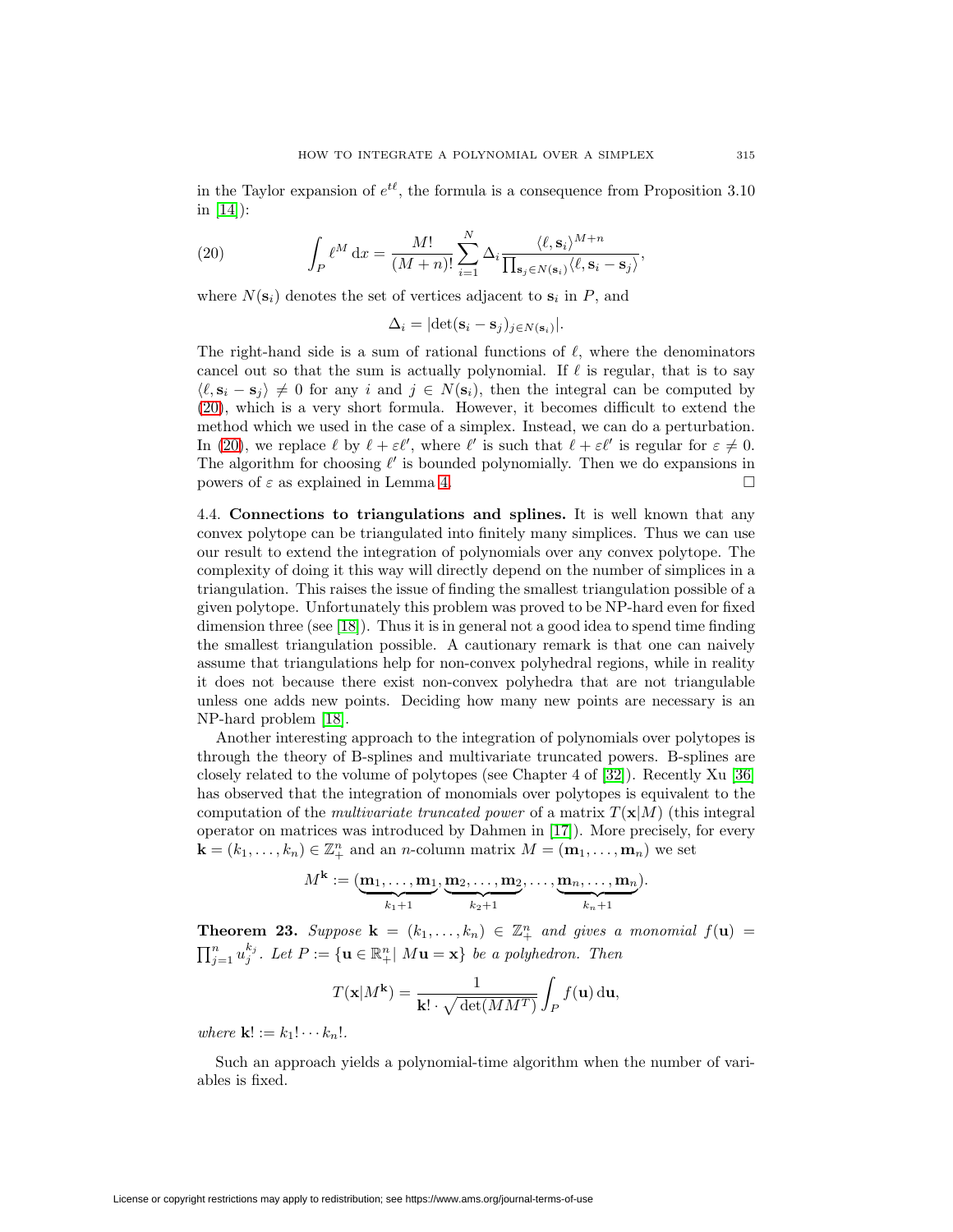in the Taylor expansion of $e^{t\ell}$, the formula is a consequence from Proposition 3.10 in [14]):

$$\int_P \ell^M \, \mathrm{d}x = \frac{M!}{(M+n)!} \sum_{i=1}^{N} \Delta_i \frac{\langle \ell, \mathbf{s}_i \rangle^{M+n}}{\prod_{\mathbf{s}_j \in N(\mathbf{s}_i)} \langle \ell, \mathbf{s}_i - \mathbf{s}_j \rangle}, \tag{20}$$

where $N(\mathbf{s}_i)$ denotes the set of vertices adjacent to $\mathbf{s}_i$ in $P$, and

$$\Delta_i = |\det(\mathbf{s}_i - \mathbf{s}_j)_{j \in N(\mathbf{s}_i)}|.$$

The right-hand side is a sum of rational functions of $\ell$, where the denominators cancel out so that the sum is actually polynomial. If $\ell$ is regular, that is to say $\langle \ell, \mathbf{s}_i - \mathbf{s}_j \rangle \neq 0$ for any $i$ and $j \in N(\mathbf{s}_i)$, then the integral can be computed by (20), which is a very short formula. However, it becomes difficult to extend the method which we used in the case of a simplex. Instead, we can do a perturbation. In (20), we replace $\ell$ by $\ell + \varepsilon \ell'$, where $\ell'$ is such that $\ell + \varepsilon \ell'$ is regular for $\varepsilon \neq 0$. The algorithm for choosing $\ell'$ is bounded polynomially. Then we do expansions in powers of $\varepsilon$ as explained in Lemma 4. □

4.4. **Connections to triangulations and splines.** It is well known that any convex polytope can be triangulated into finitely many simplices. Thus we can use our result to extend the integration of polynomials over any convex polytope. The complexity of doing it this way will directly depend on the number of simplices in a triangulation. This raises the issue of finding the smallest triangulation possible of a given polytope. Unfortunately this problem was proved to be NP-hard even for fixed dimension three (see [18]). Thus it is in general not a good idea to spend time finding the smallest triangulation possible. A cautionary remark is that one can naively assume that triangulations help for non-convex polyhedral regions, while in reality it does not because there exist non-convex polyhedra that are not triangulable unless one adds new points. Deciding how many new points are necessary is an NP-hard problem [18].

Another interesting approach to the integration of polynomials over polytopes is through the theory of B-splines and multivariate truncated powers. B-splines are closely related to the volume of polytopes (see Chapter 4 of [32]). Recently Xu [36] has observed that the integration of monomials over polytopes is equivalent to the computation of the *multivariate truncated power* of a matrix $T(\mathbf{x}|M)$ (this integral operator on matrices was introduced by Dahmen in [17]). More precisely, for every $\mathbf{k} = (k_1, \ldots, k_n) \in \mathbb{Z}_+^n$ and an $n$-column matrix $M = (\mathbf{m}_1, \ldots, \mathbf{m}_n)$ we set

$$M^{\mathbf{k}} := (\underbrace{\mathbf{m}_1, \ldots, \mathbf{m}_1}_{k_1+1}, \underbrace{\mathbf{m}_2, \ldots, \mathbf{m}_2}_{k_2+1}, \ldots, \underbrace{\mathbf{m}_n, \ldots, \mathbf{m}_n}_{k_n+1}).$$

**Theorem 23.** *Suppose $\mathbf{k} = (k_1, \ldots, k_n) \in \mathbb{Z}_+^n$ and gives a monomial $f(\mathbf{u}) = \prod_{j=1}^n u_j^{k_j}$. Let $P := \{\mathbf{u} \in \mathbb{R}_+^n \mid M\mathbf{u} = \mathbf{x}\}$ be a polyhedron. Then*

$$T(\mathbf{x}|M^{\mathbf{k}}) = \frac{1}{\mathbf{k}! \cdot \sqrt{\det(MM^T)}} \int_P f(\mathbf{u}) \, \mathrm{d}\mathbf{u},$$

*where $\mathbf{k}! := k_1! \cdots k_n!$.*

Such an approach yields a polynomial-time algorithm when the number of variables is fixed.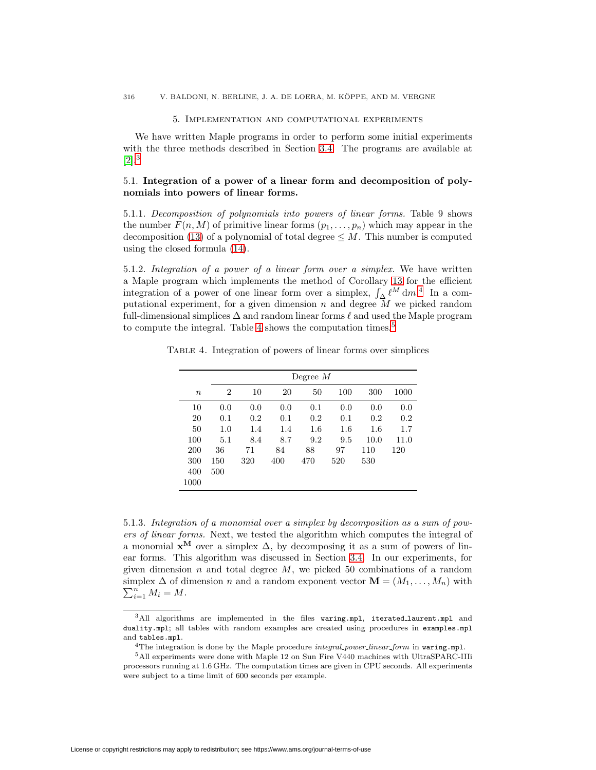## 5. Implementation and computational experiments

We have written Maple programs in order to perform some initial experiments with the three methods described in Section 3.4. The programs are available at [2].[3]

### 5.1. Integration of a power of a linear form and decomposition of polynomials into powers of linear forms.

5.1.1. *Decomposition of polynomials into powers of linear forms.* Table 9 shows the number $F(n, M)$ of primitive linear forms $(p_1, \ldots, p_n)$ which may appear in the decomposition (13) of a polynomial of total degree $\leq M$. This number is computed using the closed formula (14).

5.1.2. *Integration of a power of a linear form over a simplex.* We have written a Maple program which implements the method of Corollary 13 for the efficient integration of a power of one linear form over a simplex, $\int_\Delta \ell^M \, \mathrm{d}m$.[4] In a computational experiment, for a given dimension $n$ and degree $M$ we picked random full-dimensional simplices $\Delta$ and random linear forms $\ell$ and used the Maple program to compute the integral. Table 4 shows the computation times.[5]

Table 4. Integration of powers of linear forms over simplices

| | Degree $M$ | | | | | | |
|---|---|---|---|---|---|---|---|
| $n$ | 2 | 10 | 20 | 50 | 100 | 300 | 1000 |
| 10 | 0.0 | 0.0 | 0.0 | 0.1 | 0.0 | 0.0 | 0.0 |
| 20 | 0.1 | 0.2 | 0.1 | 0.2 | 0.1 | 0.2 | 0.2 |
| 50 | 1.0 | 1.4 | 1.4 | 1.6 | 1.6 | 1.6 | 1.7 |
| 100 | 5.1 | 8.4 | 8.7 | 9.2 | 9.5 | 10.0 | 11.0 |
| 200 | 36 | 71 | 84 | 88 | 97 | 110 | 120 |
| 300 | 150 | 320 | 400 | 470 | 520 | 530 | |
| 400 | 500 | | | | | | |
| 1000 | | | | | | | |

5.1.3. *Integration of a monomial over a simplex by decomposition as a sum of powers of linear forms.* Next, we tested the algorithm which computes the integral of a monomial $\mathbf{x}^\mathbf{M}$ over a simplex $\Delta$, by decomposing it as a sum of powers of linear forms. This algorithm was discussed in Section 3.4. In our experiments, for given dimension $n$ and total degree $M$, we picked 50 combinations of a random simplex $\Delta$ of dimension $n$ and a random exponent vector $\mathbf{M} = (M_1, \ldots, M_n)$ with $\sum_{i=1}^n M_i = M$.

---

[3] All algorithms are implemented in the files `waring.mpl`, `iterated_laurent.mpl` and `duality.mpl`; all tables with random examples are created using procedures in `examples.mpl` and `tables.mpl`.

[4] The integration is done by the Maple procedure *integral_power_linear_form* in `waring.mpl`.

[5] All experiments were done with Maple 12 on Sun Fire V440 machines with UltraSPARC-IIIi processors running at 1.6 GHz. The computation times are given in CPU seconds. All experiments were subject to a time limit of 600 seconds per example.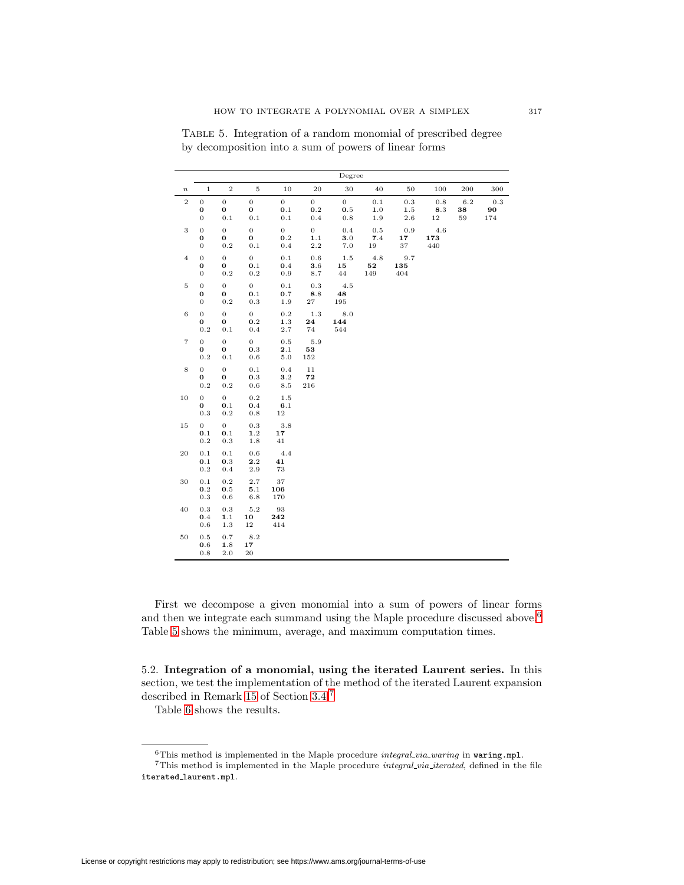Table 5. Integration of a random monomial of prescribed degree by decomposition into a sum of powers of linear forms

| | Degree | | | | | | | | | | |
|---|---|---|---|---|---|---|---|---|---|---|---|
| $n$ | 1 | 2 | 5 | 10 | 20 | 30 | 40 | 50 | 100 | 200 | 300 |
| 2 | 0<br>**0**<br>0 | 0<br>**0**<br>0.1 | 0<br>**0**<br>0.1 | 0<br>**0**.1<br>0.1 | 0<br>**0**.2<br>0.4 | 0<br>**0**.5<br>0.8 | 0.1<br>**1**.0<br>1.9 | 0.3<br>**1**.5<br>2.6 | 0.8<br>**8**.3<br>12 | 6.2<br>**38**<br>59 | 0.3<br>**90**<br>174 |
| 3 | 0<br>**0**<br>0 | 0<br>**0**<br>0.2 | 0<br>**0**<br>0.1 | 0<br>**0**.2<br>0.4 | 0<br>**1**.1<br>2.2 | 0.4<br>**3**.0<br>7.0 | 0.5<br>**7**.4<br>19 | 0.9<br>**17**<br>37 | 4.6<br>**173**<br>440 | | |
| 4 | 0<br>**0**<br>0 | 0<br>**0**<br>0.2 | 0<br>**0**.1<br>0.2 | 0.1<br>**0**.4<br>0.9 | 0.6<br>**3**.6<br>8.7 | 1.5<br>**15**<br>44 | 4.8<br>**52**<br>149 | 9.7<br>**135**<br>404 | | | |
| 5 | 0<br>**0**<br>0 | 0<br>**0**<br>0.2 | 0<br>**0**.1<br>0.3 | 0.1<br>**0**.7<br>1.9 | 0.3<br>**8**.8<br>27 | 4.5<br>**48**<br>195 | | | | | |
| 6 | 0<br>**0**<br>0.2 | 0<br>**0**<br>0.1 | 0<br>**0**.2<br>0.4 | 0.2<br>**1**.3<br>2.7 | 1.3<br>**24**<br>74 | 8.0<br>**144**<br>544 | | | | | |
| 7 | 0<br>**0**<br>0.2 | 0<br>**0**<br>0.1 | 0<br>**0**.3<br>0.6 | 0.5<br>**2**.1<br>5.0 | 5.9<br>**53**<br>152 | | | | | | |
| 8 | 0<br>**0**<br>0.2 | 0<br>**0**<br>0.2 | 0.1<br>**0**.3<br>0.6 | 0.4<br>**3**.2<br>8.5 | 11<br>**72**<br>216 | | | | | | |
| 10 | 0<br>**0**<br>0.3 | 0<br>**0**.1<br>0.2 | 0.2<br>**0**.4<br>0.8 | 1.5<br>**6**.1<br>12 | | | | | | | |
| 15 | 0<br>**0**.1<br>0.2 | 0<br>**0**.1<br>0.3 | 0.3<br>**1**.2<br>1.8 | 3.8<br>**17**<br>41 | | | | | | | |
| 20 | 0.1<br>**0**.1<br>0.2 | 0.1<br>**0**.3<br>0.4 | 0.6<br>**2**.2<br>2.9 | 4.4<br>**41**<br>73 | | | | | | | |
| 30 | 0.1<br>**0**.2<br>0.3 | 0.2<br>**0**.5<br>0.6 | 2.7<br>**5**.1<br>6.8 | 37<br>**106**<br>170 | | | | | | | |
| 40 | 0.3<br>**0**.4<br>0.6 | 0.3<br>**1**.1<br>1.3 | 5.2<br>**10**<br>12 | 93<br>**242**<br>414 | | | | | | | |
| 50 | 0.5<br>**0**.6<br>0.8 | 0.7<br>**1**.8<br>2.0 | 8.2<br>**17**<br>20 | | | | | | | | |

First we decompose a given monomial into a sum of powers of linear forms and then we integrate each summand using the Maple procedure discussed above.[6] Table 5 shows the minimum, average, and maximum computation times.

5.2. **Integration of a monomial, using the iterated Laurent series.** In this section, we test the implementation of the method of the iterated Laurent expansion described in Remark 15 of Section 3.4.[7]

Table 6 shows the results.

[6] This method is implemented in the Maple procedure *integral_via_waring* in `waring.mpl`.

[7] This method is implemented in the Maple procedure *integral_via_iterated*, defined in the file `iterated_laurent.mpl`.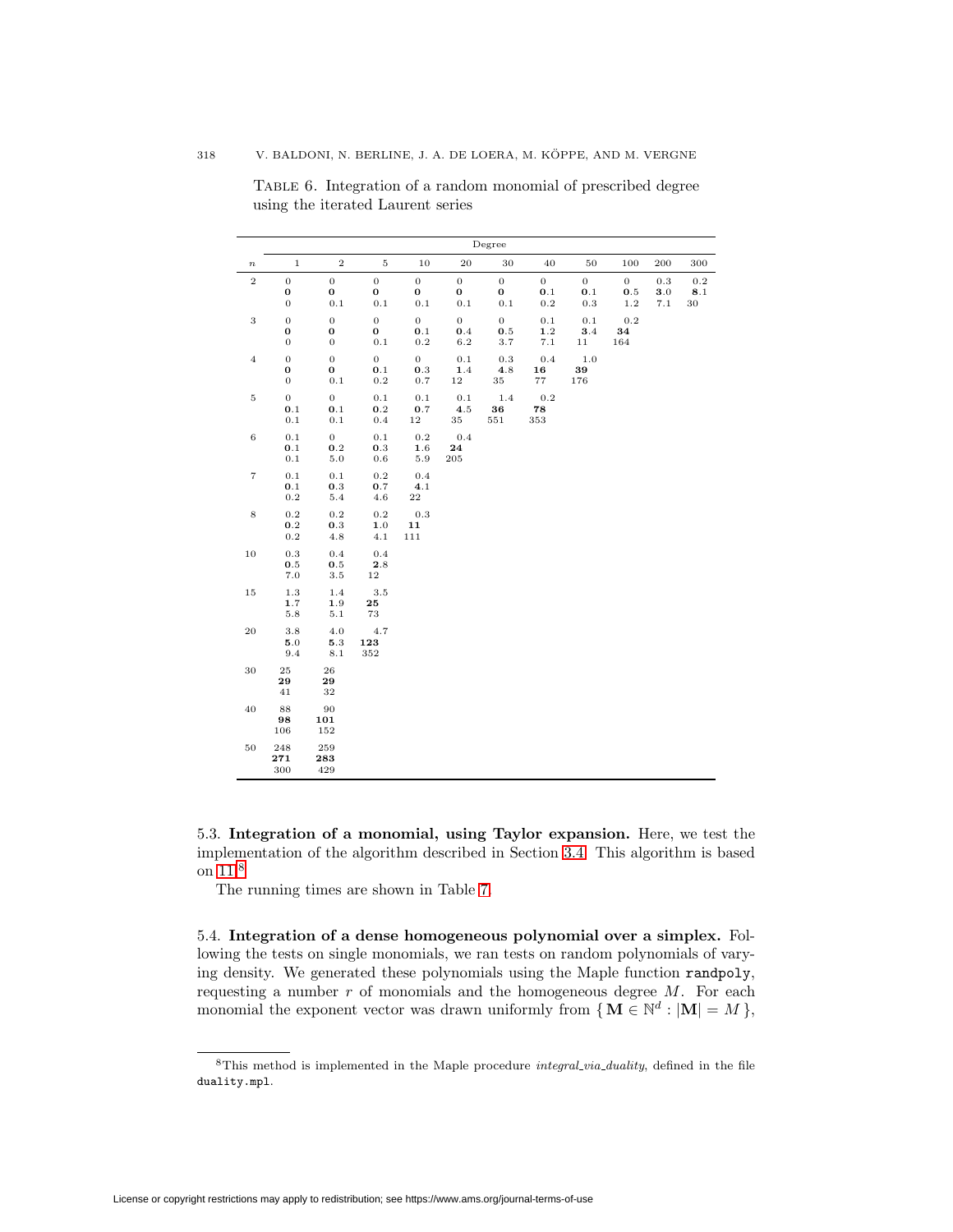TABLE 6. Integration of a random monomial of prescribed degree using the iterated Laurent series

| | Degree | | | | | | | | | | |
|---|---|---|---|---|---|---|---|---|---|---|---|
| $n$ | 1 | 2 | 5 | 10 | 20 | 30 | 40 | 50 | 100 | 200 | 300 |
| 2 | 0<br>**0**<br>0 | 0<br>**0**<br>0.1 | 0<br>**0**<br>0.1 | 0<br>**0**<br>0.1 | 0<br>**0**<br>0.1 | 0<br>**0**<br>0.1 | 0<br>**0.1**<br>0.2 | 0<br>**0.1**<br>0.3 | 0<br>**0.5**<br>1.2 | 0.3<br>**3.0**<br>7.1 | 0.2<br>**8.1**<br>30 |
| 3 | 0<br>**0**<br>0 | 0<br>**0**<br>0 | 0<br>**0**<br>0.1 | 0<br>**0.1**<br>0.2 | 0<br>**0.4**<br>6.2 | 0<br>**0.5**<br>3.7 | 0.1<br>**1.2**<br>7.1 | 0.1<br>**3.4**<br>11 | 0.2<br>**34**<br>164 | | |
| 4 | 0<br>**0**<br>0 | 0<br>**0**<br>0.1 | 0<br>**0.1**<br>0.2 | 0<br>**0.3**<br>0.7 | 0.1<br>**1.4**<br>12 | 0.3<br>**4.8**<br>35 | 0.4<br>**16**<br>77 | 1.0<br>**39**<br>176 | | | |
| 5 | 0<br>**0.1**<br>0.1 | 0<br>**0.1**<br>0.1 | 0.1<br>**0.2**<br>0.4 | 0.1<br>**0.7**<br>12 | 0.1<br>**4.5**<br>35 | 1.4<br>**36**<br>551 | 0.2<br>**78**<br>353 | | | | |
| 6 | 0.1<br>**0.1**<br>0.1 | 0<br>**0.2**<br>5.0 | 0.1<br>**0.3**<br>0.6 | 0.2<br>**1.6**<br>5.9 | 0.4<br>**24**<br>205 | | | | | | |
| 7 | 0.1<br>**0.1**<br>0.2 | 0.1<br>**0.3**<br>5.4 | 0.2<br>**0.7**<br>4.6 | 0.4<br>**4.1**<br>22 | | | | | | | |
| 8 | 0.2<br>**0.2**<br>0.2 | 0.2<br>**0.3**<br>4.8 | 0.2<br>**1.0**<br>4.1 | 0.3<br>**11**<br>111 | | | | | | | |
| 10 | 0.3<br>**0.5**<br>7.0 | 0.4<br>**0.5**<br>3.5 | 0.4<br>**2.8**<br>12 | | | | | | | | |
| 15 | 1.3<br>**1.7**<br>5.8 | 1.4<br>**1.9**<br>5.1 | 3.5<br>**25**<br>73 | | | | | | | | |
| 20 | 3.8<br>**5.0**<br>9.4 | 4.0<br>**5.3**<br>8.1 | 4.7<br>**123**<br>352 | | | | | | | | |
| 30 | 25<br>**29**<br>41 | 26<br>**29**<br>32 | | | | | | | | | |
| 40 | 88<br>**98**<br>106 | 90<br>**101**<br>152 | | | | | | | | | |
| 50 | 248<br>**271**<br>300 | 259<br>**283**<br>429 | | | | | | | | | |

5.3. **Integration of a monomial, using Taylor expansion.** Here, we test the implementation of the algorithm described in Section 3.4. This algorithm is based on 11.[8]

The running times are shown in Table 7.

5.4. **Integration of a dense homogeneous polynomial over a simplex.** Following the tests on single monomials, we ran tests on random polynomials of varying density. We generated these polynomials using the Maple function `randpoly`, requesting a number $r$ of monomials and the homogeneous degree $M$. For each monomial the exponent vector was drawn uniformly from $\{ \mathbf{M} \in \mathbb{N}^d : |\mathbf{M}| = M \}$,

[8] This method is implemented in the Maple procedure *integral_via_duality*, defined in the file `duality.mpl`.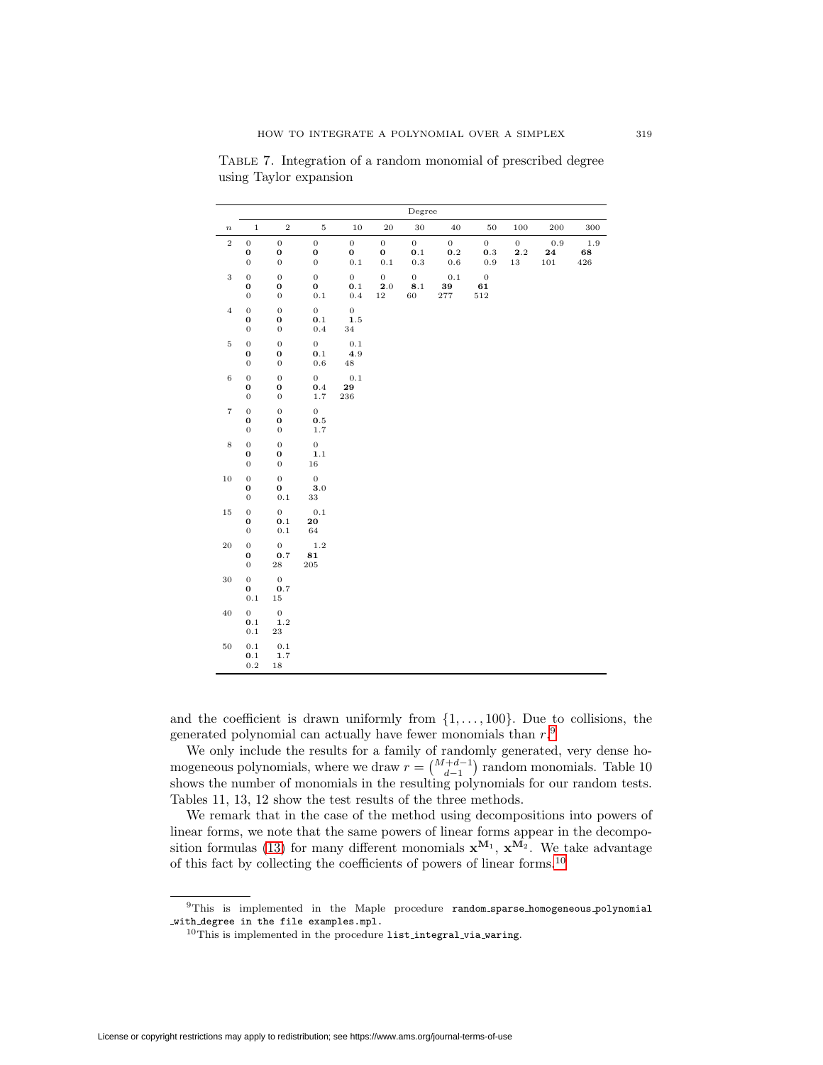Table 7. Integration of a random monomial of prescribed degree using Taylor expansion

| $n$ | 1 | 2 | 5 | 10 | 20 | 30 | 40 | 50 | 100 | 200 | 300 |
|---|---|---|---|---|---|---|---|---|---|---|---|
| 2 | 0<br>**0**<br>0 | 0<br>**0**<br>0 | 0<br>**0**<br>0 | 0<br>**0**<br>0.1 | 0<br>**0**<br>0.1 | 0<br>**0**.1<br>0.3 | 0<br>**0**.2<br>0.6 | 0<br>**0**.3<br>0.9 | 0<br>**2**.2<br>13 | 0.9<br>**24**<br>101 | 1.9<br>**68**<br>426 |
| 3 | 0<br>**0**<br>0 | 0<br>**0**<br>0 | 0<br>**0**<br>0.1 | 0<br>**0**.1<br>0.4 | 0<br>**2**.0<br>12 | 0<br>**8**.1<br>60 | 0.1<br>**39**<br>277 | 0<br>**61**<br>512 | | | |
| 4 | 0<br>**0**<br>0 | 0<br>**0**<br>0 | 0<br>**0**.1<br>0.4 | 0<br>**1**.5<br>34 | | | | | | | |
| 5 | 0<br>**0**<br>0 | 0<br>**0**<br>0 | 0<br>**0**.1<br>0.6 | 0.1<br>**4**.9<br>48 | | | | | | | |
| 6 | 0<br>**0**<br>0 | 0<br>**0**<br>0 | 0<br>**0**.4<br>1.7 | 0.1<br>**29**<br>236 | | | | | | | |
| 7 | 0<br>**0**<br>0 | 0<br>**0**<br>0 | 0<br>**0**.5<br>1.7 | | | | | | | | |
| 8 | 0<br>**0**<br>0 | 0<br>**0**<br>0 | 0<br>**1**.1<br>16 | | | | | | | | |
| 10 | 0<br>**0**<br>0 | 0<br>**0**<br>0.1 | 0<br>**3**.0<br>33 | | | | | | | | |
| 15 | 0<br>**0**<br>0 | 0<br>**0**.1<br>0.1 | 0.1<br>**20**<br>64 | | | | | | | | |
| 20 | 0<br>**0**<br>0 | 0<br>**0**.7<br>28 | 1.2<br>**81**<br>205 | | | | | | | | |
| 30 | 0<br>**0**<br>0.1 | 0<br>**0**.7<br>15 | | | | | | | | | |
| 40 | 0<br>**0**.1<br>0.1 | 0<br>**1**.2<br>23 | | | | | | | | | |
| 50 | 0.1<br>**0**.1<br>0.2 | 0.1<br>**1**.7<br>18 | | | | | | | | | |

and the coefficient is drawn uniformly from $\{1,\dots,100\}$. Due to collisions, the generated polynomial can actually have fewer monomials than $r$.[9]

We only include the results for a family of randomly generated, very dense homogeneous polynomials, where we draw $r = \binom{M+d-1}{d-1}$ random monomials. Table 10 shows the number of monomials in the resulting polynomials for our random tests. Tables 11, 13, 12 show the test results of the three methods.

We remark that in the case of the method using decompositions into powers of linear forms, we note that the same powers of linear forms appear in the decomposition formulas (13) for many different monomials $\mathbf{x}^{\mathbf{M}_1}$, $\mathbf{x}^{\mathbf{M}_2}$. We take advantage of this fact by collecting the coefficients of powers of linear forms.[10]

[9] This is implemented in the Maple procedure `random_sparse_homogeneous_polynomial_with_degree` in the file `examples.mpl`.

[10] This is implemented in the procedure `list_integral_via_waring`.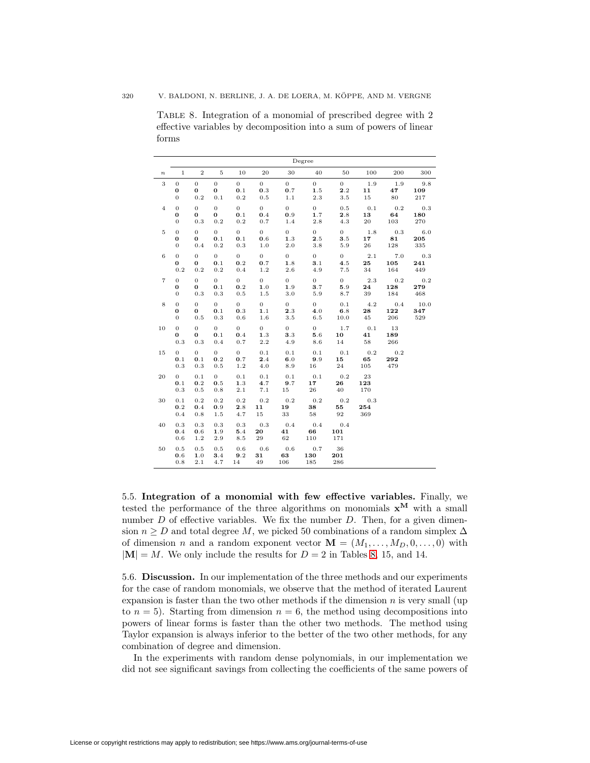TABLE 8. Integration of a monomial of prescribed degree with 2 effective variables by decomposition into a sum of powers of linear forms

| $n$ | Degree 1 | 2 | 5 | 10 | 20 | 30 | 40 | 50 | 100 | 200 | 300 |
|---|---|---|---|---|---|---|---|---|---|---|---|
| 3 | 0<br>**0**<br>0 | 0<br>**0**<br>0.2 | 0<br>**0**<br>0.1 | 0<br>**0**.1<br>0.2 | 0<br>**0**.3<br>0.5 | 0<br>**0**.7<br>1.1 | 0<br>**1**.5<br>2.3 | 0<br>**2**.2<br>3.5 | 1.9<br>**11**<br>15 | 1.9<br>**47**<br>80 | 9.8<br>**109**<br>217 |
| 4 | 0<br>**0**<br>0 | 0<br>**0**<br>0.3 | 0<br>**0**<br>0.2 | 0<br>**0**.1<br>0.2 | 0<br>**0**.4<br>0.7 | 0<br>**0**.9<br>1.4 | 0<br>**1**.7<br>2.8 | 0.5<br>**2**.8<br>4.3 | 0.1<br>**13**<br>20 | 0.2<br>**64**<br>103 | 0.3<br>**180**<br>270 |
| 5 | 0<br>**0**<br>0 | 0<br>**0**<br>0.4 | 0<br>**0**.1<br>0.2 | 0<br>**0**.1<br>0.3 | 0<br>**0**.6<br>1.0 | 0<br>**1**.3<br>2.0 | 0<br>**2**.5<br>3.8 | 0<br>**3**.5<br>5.9 | 1.8<br>**17**<br>26 | 0.3<br>**81**<br>128 | 6.0<br>**205**<br>335 |
| 6 | 0<br>**0**<br>0.2 | 0<br>**0**<br>0.2 | 0<br>**0**.1<br>0.2 | 0<br>**0**.2<br>0.4 | 0<br>**0**.7<br>1.2 | 0<br>**1**.8<br>2.6 | 0<br>**3**.1<br>4.9 | 0<br>**4**.5<br>7.5 | 2.1<br>**25**<br>34 | 7.0<br>**105**<br>164 | 0.3<br>**241**<br>449 |
| 7 | 0<br>**0**<br>0 | 0<br>**0**<br>0.3 | 0<br>**0**.1<br>0.3 | 0<br>**0**.2<br>0.5 | 0<br>**1**.0<br>1.5 | 0<br>**1**.9<br>3.0 | 0<br>**3**.7<br>5.9 | 0<br>**5**.9<br>8.7 | 2.3<br>**24**<br>39 | 0.2<br>**128**<br>184 | 0.2<br>**279**<br>468 |
| 8 | 0<br>**0**<br>0 | 0<br>**0**<br>0.5 | 0<br>**0**.1<br>0.3 | 0<br>**0**.3<br>0.6 | 0<br>**1**.1<br>1.6 | 0<br>**2**.3<br>3.5 | 0<br>**4**.0<br>6.5 | 0.1<br>**6**.8<br>10.0 | 4.2<br>**28**<br>45 | 0.4<br>**122**<br>206 | 10.0<br>**347**<br>529 |
| 10 | 0<br>**0**<br>0.3 | 0<br>**0**<br>0.3 | 0<br>**0**.1<br>0.4 | 0<br>**0**.4<br>0.7 | 0<br>**1**.3<br>2.2 | 0<br>**3**.3<br>4.9 | 0<br>**5**.6<br>8.6 | 1.7<br>**10**<br>14 | 0.1<br>**41**<br>58 | 13<br>**189**<br>266 | |
| 15 | 0<br>**0**.1<br>0.3 | 0<br>**0**.1<br>0.3 | 0<br>**0**.2<br>0.5 | 0<br>**0**.7<br>1.2 | 0.1<br>**2**.4<br>4.0 | 0.1<br>**6**.0<br>8.9 | 0.1<br>**9**.9<br>16 | 0.1<br>**15**<br>24 | 0.2<br>**65**<br>105 | 0.2<br>**292**<br>479 | |
| 20 | 0<br>**0**.1<br>0.3 | 0.1<br>**0**.2<br>0.5 | 0<br>**0**.5<br>0.8 | 0.1<br>**1**.3<br>2.1 | 0.1<br>**4**.7<br>7.1 | 0.1<br>**9**.7<br>15 | 0.1<br>**17**<br>26 | 0.2<br>**26**<br>40 | 23<br>**123**<br>170 | | |
| 30 | 0.1<br>**0**.2<br>0.4 | 0.2<br>**0**.4<br>0.8 | 0.2<br>**0**.9<br>1.5 | 0.2<br>**2**.8<br>4.7 | 0.2<br>**11**<br>15 | 0.2<br>**19**<br>33 | 0.2<br>**38**<br>58 | 0.2<br>**55**<br>92 | 0.3<br>**254**<br>369 | | |
| 40 | 0.3<br>**0**.4<br>0.6 | 0.3<br>**0**.6<br>1.2 | 0.3<br>**1**.9<br>2.9 | 0.3<br>**5**.4<br>8.5 | 0.3<br>**20**<br>29 | 0.4<br>**41**<br>62 | 0.4<br>**66**<br>110 | 0.4<br>**101**<br>171 | | | |
| 50 | 0.5<br>**0**.6<br>0.8 | 0.5<br>**1**.0<br>2.1 | 0.5<br>**3**.4<br>4.7 | 0.6<br>**9**.2<br>14 | 0.6<br>**31**<br>49 | 0.6<br>**63**<br>106 | 0.7<br>**130**<br>185 | 36<br>**201**<br>286 | | | |

5.5. **Integration of a monomial with few effective variables.** Finally, we tested the performance of the three algorithms on monomials $\mathbf{x}^{\mathbf{M}}$ with a small number $D$ of effective variables. We fix the number $D$. Then, for a given dimension $n \geq D$ and total degree $M$, we picked 50 combinations of a random simplex $\Delta$ of dimension $n$ and a random exponent vector $\mathbf{M} = (M_1, \ldots, M_D, 0, \ldots, 0)$ with $|\mathbf{M}| = M$. We only include the results for $D = 2$ in Tables 8, 15, and 14.

5.6. **Discussion.** In our implementation of the three methods and our experiments for the case of random monomials, we observe that the method of iterated Laurent expansion is faster than the two other methods if the dimension $n$ is very small (up to $n = 5$). Starting from dimension $n = 6$, the method using decompositions into powers of linear forms is faster than the other two methods. The method using Taylor expansion is always inferior to the better of the two other methods, for any combination of degree and dimension.

In the experiments with random dense polynomials, in our implementation we did not see significant savings from collecting the coefficients of the same powers of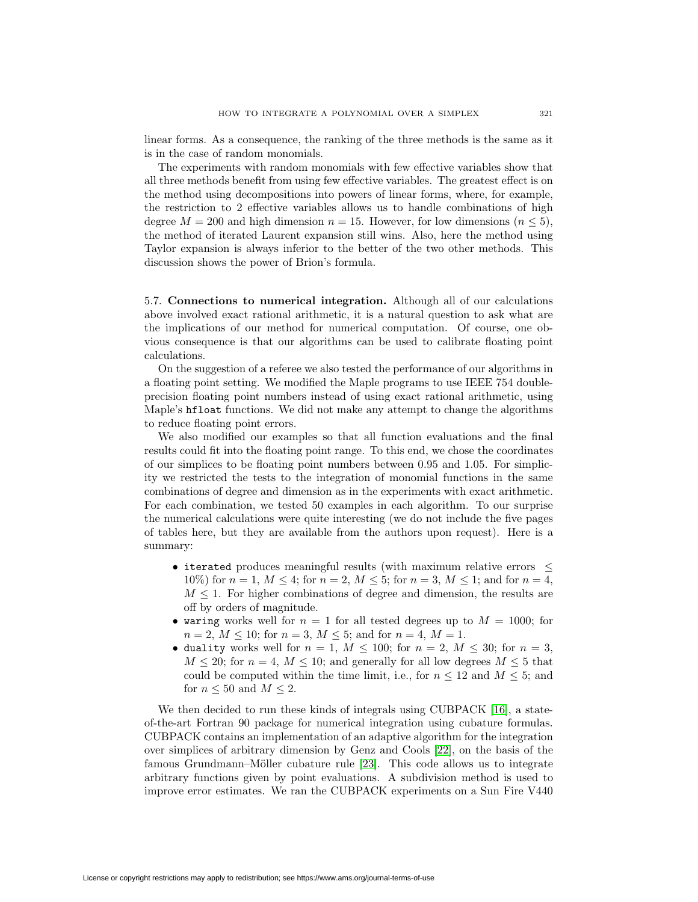linear forms. As a consequence, the ranking of the three methods is the same as it is in the case of random monomials.

The experiments with random monomials with few effective variables show that all three methods benefit from using few effective variables. The greatest effect is on the method using decompositions into powers of linear forms, where, for example, the restriction to 2 effective variables allows us to handle combinations of high degree $M = 200$ and high dimension $n = 15$. However, for low dimensions ($n \leq 5$), the method of iterated Laurent expansion still wins. Also, here the method using Taylor expansion is always inferior to the better of the two other methods. This discussion shows the power of Brion's formula.

5.7. **Connections to numerical integration.** Although all of our calculations above involved exact rational arithmetic, it is a natural question to ask what are the implications of our method for numerical computation. Of course, one obvious consequence is that our algorithms can be used to calibrate floating point calculations.

On the suggestion of a referee we also tested the performance of our algorithms in a floating point setting. We modified the Maple programs to use IEEE 754 double-precision floating point numbers instead of using exact rational arithmetic, using Maple's `hfloat` functions. We did not make any attempt to change the algorithms to reduce floating point errors.

We also modified our examples so that all function evaluations and the final results could fit into the floating point range. To this end, we chose the coordinates of our simplices to be floating point numbers between 0.95 and 1.05. For simplicity we restricted the tests to the integration of monomial functions in the same combinations of degree and dimension as in the experiments with exact arithmetic. For each combination, we tested 50 examples in each algorithm. To our surprise the numerical calculations were quite interesting (we do not include the five pages of tables here, but they are available from the authors upon request). Here is a summary:

- `iterated` produces meaningful results (with maximum relative errors $\leq 10\%$) for $n = 1$, $M \leq 4$; for $n = 2$, $M \leq 5$; for $n = 3$, $M \leq 1$; and for $n = 4$, $M \leq 1$. For higher combinations of degree and dimension, the results are off by orders of magnitude.
- `waring` works well for $n = 1$ for all tested degrees up to $M = 1000$; for $n = 2$, $M \leq 10$; for $n = 3$, $M \leq 5$; and for $n = 4$, $M = 1$.
- `duality` works well for $n = 1$, $M \leq 100$; for $n = 2$, $M \leq 30$; for $n = 3$, $M \leq 20$; for $n = 4$, $M \leq 10$; and generally for all low degrees $M \leq 5$ that could be computed within the time limit, i.e., for $n \leq 12$ and $M \leq 5$; and for $n \leq 50$ and $M \leq 2$.

We then decided to run these kinds of integrals using CUBPACK [16], a state-of-the-art Fortran 90 package for numerical integration using cubature formulas. CUBPACK contains an implementation of an adaptive algorithm for the integration over simplices of arbitrary dimension by Genz and Cools [22], on the basis of the famous Grundmann–Möller cubature rule [23]. This code allows us to integrate arbitrary functions given by point evaluations. A subdivision method is used to improve error estimates. We ran the CUBPACK experiments on a Sun Fire V440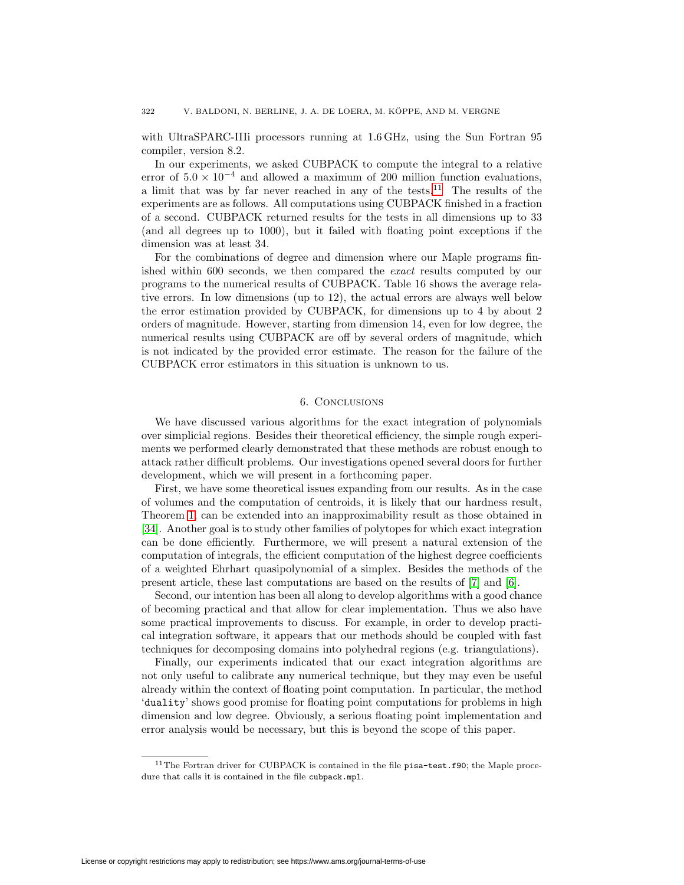with UltraSPARC-IIIi processors running at 1.6 GHz, using the Sun Fortran 95 compiler, version 8.2.

In our experiments, we asked CUBPACK to compute the integral to a relative error of $5.0 \times 10^{-4}$ and allowed a maximum of 200 million function evaluations, a limit that was by far never reached in any of the tests.[11] The results of the experiments are as follows. All computations using CUBPACK finished in a fraction of a second. CUBPACK returned results for the tests in all dimensions up to 33 (and all degrees up to 1000), but it failed with floating point exceptions if the dimension was at least 34.

For the combinations of degree and dimension where our Maple programs finished within 600 seconds, we then compared the *exact* results computed by our programs to the numerical results of CUBPACK. Table 16 shows the average relative errors. In low dimensions (up to 12), the actual errors are always well below the error estimation provided by CUBPACK, for dimensions up to 4 by about 2 orders of magnitude. However, starting from dimension 14, even for low degree, the numerical results using CUBPACK are off by several orders of magnitude, which is not indicated by the provided error estimate. The reason for the failure of the CUBPACK error estimators in this situation is unknown to us.

## 6. Conclusions

We have discussed various algorithms for the exact integration of polynomials over simplicial regions. Besides their theoretical efficiency, the simple rough experiments we performed clearly demonstrated that these methods are robust enough to attack rather difficult problems. Our investigations opened several doors for further development, which we will present in a forthcoming paper.

First, we have some theoretical issues expanding from our results. As in the case of volumes and the computation of centroids, it is likely that our hardness result, Theorem 1, can be extended into an inapproximability result as those obtained in [34]. Another goal is to study other families of polytopes for which exact integration can be done efficiently. Furthermore, we will present a natural extension of the computation of integrals, the efficient computation of the highest degree coefficients of a weighted Ehrhart quasipolynomial of a simplex. Besides the methods of the present article, these last computations are based on the results of [7] and [6].

Second, our intention has been all along to develop algorithms with a good chance of becoming practical and that allow for clear implementation. Thus we also have some practical improvements to discuss. For example, in order to develop practical integration software, it appears that our methods should be coupled with fast techniques for decomposing domains into polyhedral regions (e.g. triangulations).

Finally, our experiments indicated that our exact integration algorithms are not only useful to calibrate any numerical technique, but they may even be useful already within the context of floating point computation. In particular, the method '`duality`' shows good promise for floating point computations for problems in high dimension and low degree. Obviously, a serious floating point implementation and error analysis would be necessary, but this is beyond the scope of this paper.

---

[11] The Fortran driver for CUBPACK is contained in the file `pisa-test.f90`; the Maple procedure that calls it is contained in the file `cubpack.mpl`.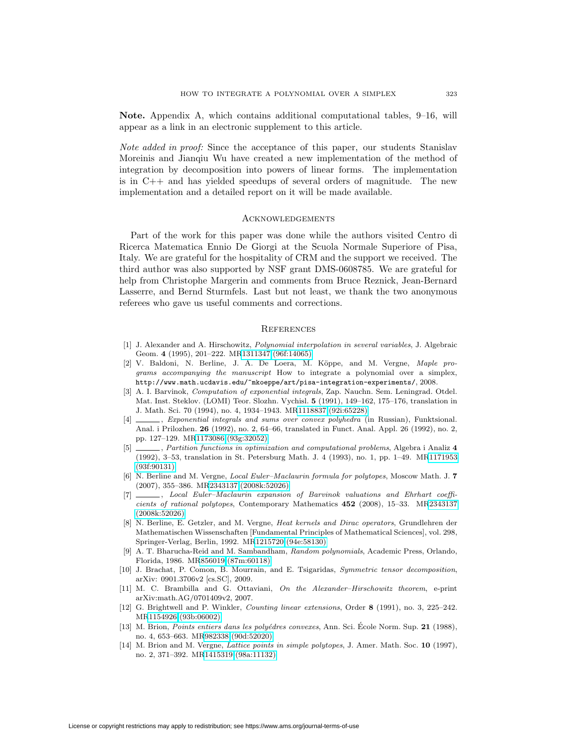**Note.** Appendix A, which contains additional computational tables, 9–16, will appear as a link in an electronic supplement to this article.

*Note added in proof:* Since the acceptance of this paper, our students Stanislav Moreinis and Jianqiu Wu have created a new implementation of the method of integration by decomposition into powers of linear forms. The implementation is in C++ and has yielded speedups of several orders of magnitude. The new implementation and a detailed report on it will be made available.

## Acknowledgements

Part of the work for this paper was done while the authors visited Centro di Ricerca Matematica Ennio De Giorgi at the Scuola Normale Superiore of Pisa, Italy. We are grateful for the hospitality of CRM and the support we received. The third author was also supported by NSF grant DMS-0608785. We are grateful for help from Christophe Margerin and comments from Bruce Reznick, Jean-Bernard Lasserre, and Bernd Sturmfels. Last but not least, we thank the two anonymous referees who gave us useful comments and corrections.

## References

[1] J. Alexander and A. Hirschowitz, *Polynomial interpolation in several variables*, J. Algebraic Geom. **4** (1995), 201–222. MR1311347 (96f:14065)

[2] V. Baldoni, N. Berline, J. A. De Loera, M. Köppe, and M. Vergne, *Maple programs accompanying the manuscript* How to integrate a polynomial over a simplex, `http://www.math.ucdavis.edu/~mkoeppe/art/pisa-integration-experiments/`, 2008.

[3] A. I. Barvinok, *Computation of exponential integrals*, Zap. Nauchn. Sem. Leningrad. Otdel. Mat. Inst. Steklov. (LOMI) Teor. Slozhn. Vychisl. **5** (1991), 149–162, 175–176, translation in J. Math. Sci. 70 (1994), no. 4, 1934–1943. MR1118837 (92i:65228)

[4] ______, *Exponential integrals and sums over convex polyhedra* (in Russian), Funktsional. Anal. i Prilozhen. **26** (1992), no. 2, 64–66, translated in Funct. Anal. Appl. 26 (1992), no. 2, pp. 127–129. MR1173086 (93g:32052)

[5] ______, *Partition functions in optimization and computational problems*, Algebra i Analiz **4** (1992), 3–53, translation in St. Petersburg Math. J. 4 (1993), no. 1, pp. 1–49. MR1171953 (93f:90131)

[6] N. Berline and M. Vergne, *Local Euler–Maclaurin formula for polytopes*, Moscow Math. J. **7** (2007), 355–386. MR2343137 (2008k:52026)

[7] ______, *Local Euler–Maclaurin expansion of Barvinok valuations and Ehrhart coefficients of rational polytopes*, Contemporary Mathematics **452** (2008), 15–33. MR2343137 (2008k:52026)

[8] N. Berline, E. Getzler, and M. Vergne, *Heat kernels and Dirac operators*, Grundlehren der Mathematischen Wissenschaften [Fundamental Principles of Mathematical Sciences], vol. 298, Springer-Verlag, Berlin, 1992. MR1215720 (94e:58130)

[9] A. T. Bharucha-Reid and M. Sambandham, *Random polynomials*, Academic Press, Orlando, Florida, 1986. MR856019 (87m:60118)

[10] J. Brachat, P. Comon, B. Mourrain, and E. Tsigaridas, *Symmetric tensor decomposition*, arXiv: 0901.3706v2 [cs.SC], 2009.

[11] M. C. Brambilla and G. Ottaviani, *On the Alexander–Hirschowitz theorem*, e-print arXiv:math.AG/0701409v2, 2007.

[12] G. Brightwell and P. Winkler, *Counting linear extensions*, Order **8** (1991), no. 3, 225–242. MR1154926 (93b:06002)

[13] M. Brion, *Points entiers dans les polyédres convexes*, Ann. Sci. École Norm. Sup. **21** (1988), no. 4, 653–663. MR982338 (90d:52020)

[14] M. Brion and M. Vergne, *Lattice points in simple polytopes*, J. Amer. Math. Soc. **10** (1997), no. 2, 371–392. MR1415319 (98a:11132)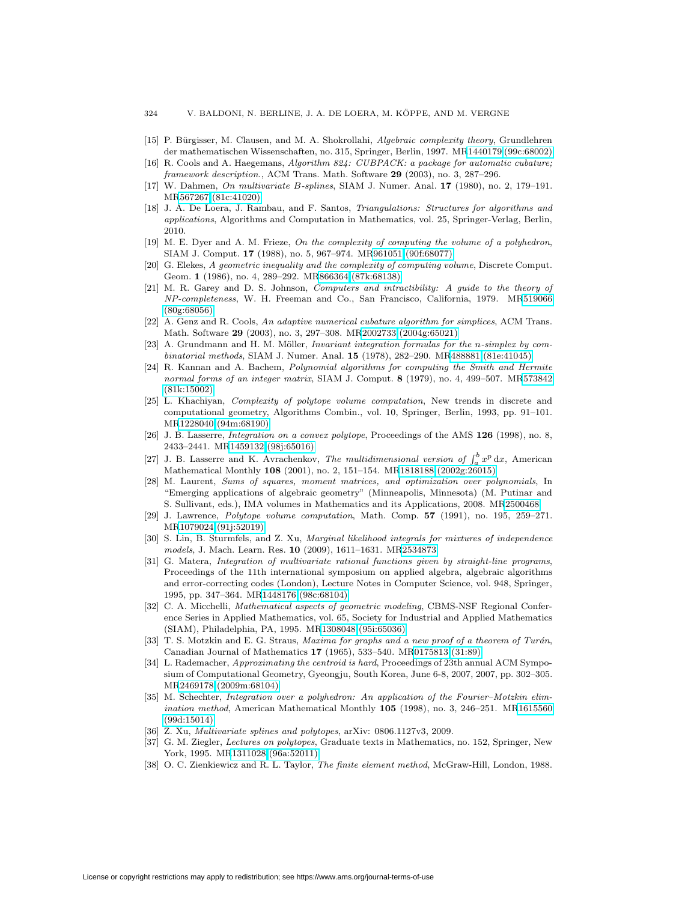[15] P. Bürgisser, M. Clausen, and M. A. Shokrollahi, *Algebraic complexity theory*, Grundlehren der mathematischen Wissenschaften, no. 315, Springer, Berlin, 1997. MR1440179 (99c:68002)

[16] R. Cools and A. Haegemans, *Algorithm 824: CUBPACK: a package for automatic cubature; framework description.*, ACM Trans. Math. Software **29** (2003), no. 3, 287–296.

[17] W. Dahmen, *On multivariate B-splines*, SIAM J. Numer. Anal. **17** (1980), no. 2, 179–191. MR567267 (81c:41020)

[18] J. A. De Loera, J. Rambau, and F. Santos, *Triangulations: Structures for algorithms and applications*, Algorithms and Computation in Mathematics, vol. 25, Springer-Verlag, Berlin, 2010.

[19] M. E. Dyer and A. M. Frieze, *On the complexity of computing the volume of a polyhedron*, SIAM J. Comput. **17** (1988), no. 5, 967–974. MR961051 (90f:68077)

[20] G. Elekes, *A geometric inequality and the complexity of computing volume*, Discrete Comput. Geom. **1** (1986), no. 4, 289–292. MR866364 (87k:68138)

[21] M. R. Garey and D. S. Johnson, *Computers and intractibility: A guide to the theory of NP-completeness*, W. H. Freeman and Co., San Francisco, California, 1979. MR519066 (80g:68056)

[22] A. Genz and R. Cools, *An adaptive numerical cubature algorithm for simplices*, ACM Trans. Math. Software **29** (2003), no. 3, 297–308. MR2002733 (2004g:65021)

[23] A. Grundmann and H. M. Möller, *Invariant integration formulas for the n-simplex by combinatorial methods*, SIAM J. Numer. Anal. **15** (1978), 282–290. MR488881 (81e:41045)

[24] R. Kannan and A. Bachem, *Polynomial algorithms for computing the Smith and Hermite normal forms of an integer matrix*, SIAM J. Comput. **8** (1979), no. 4, 499–507. MR573842 (81k:15002)

[25] L. Khachiyan, *Complexity of polytope volume computation*, New trends in discrete and computational geometry, Algorithms Combin., vol. 10, Springer, Berlin, 1993, pp. 91–101. MR1228040 (94m:68190)

[26] J. B. Lasserre, *Integration on a convex polytope*, Proceedings of the AMS **126** (1998), no. 8, 2433–2441. MR1459132 (98j:65016)

[27] J. B. Lasserre and K. Avrachenkov, *The multidimensional version of $\int_a^b x^p \,\mathrm{d}x$*, American Mathematical Monthly **108** (2001), no. 2, 151–154. MR1818188 (2002g:26015)

[28] M. Laurent, *Sums of squares, moment matrices, and optimization over polynomials*, In "Emerging applications of algebraic geometry" (Minneapolis, Minnesota) (M. Putinar and S. Sullivant, eds.), IMA volumes in Mathematics and its Applications, 2008. MR2500468

[29] J. Lawrence, *Polytope volume computation*, Math. Comp. **57** (1991), no. 195, 259–271. MR1079024 (91j:52019)

[30] S. Lin, B. Sturmfels, and Z. Xu, *Marginal likelihood integrals for mixtures of independence models*, J. Mach. Learn. Res. **10** (2009), 1611–1631. MR2534873

[31] G. Matera, *Integration of multivariate rational functions given by straight-line programs*, Proceedings of the 11th international symposium on applied algebra, algebraic algorithms and error-correcting codes (London), Lecture Notes in Computer Science, vol. 948, Springer, 1995, pp. 347–364. MR1448176 (98c:68104)

[32] C. A. Micchelli, *Mathematical aspects of geometric modeling*, CBMS-NSF Regional Conference Series in Applied Mathematics, vol. 65, Society for Industrial and Applied Mathematics (SIAM), Philadelphia, PA, 1995. MR1308048 (95i:65036)

[33] T. S. Motzkin and E. G. Straus, *Maxima for graphs and a new proof of a theorem of Turán*, Canadian Journal of Mathematics **17** (1965), 533–540. MR0175813 (31:89)

[34] L. Rademacher, *Approximating the centroid is hard*, Proceedings of 23th annual ACM Symposium of Computational Geometry, Gyeongju, South Korea, June 6-8, 2007, 2007, pp. 302–305. MR2469178 (2009m:68104)

[35] M. Schechter, *Integration over a polyhedron: An application of the Fourier–Motzkin elimination method*, American Mathematical Monthly **105** (1998), no. 3, 246–251. MR1615560 (99d:15014)

[36] Z. Xu, *Multivariate splines and polytopes*, arXiv: 0806.1127v3, 2009.

[37] G. M. Ziegler, *Lectures on polytopes*, Graduate texts in Mathematics, no. 152, Springer, New York, 1995. MR1311028 (96a:52011)

[38] O. C. Zienkiewicz and R. L. Taylor, *The finite element method*, McGraw-Hill, London, 1988.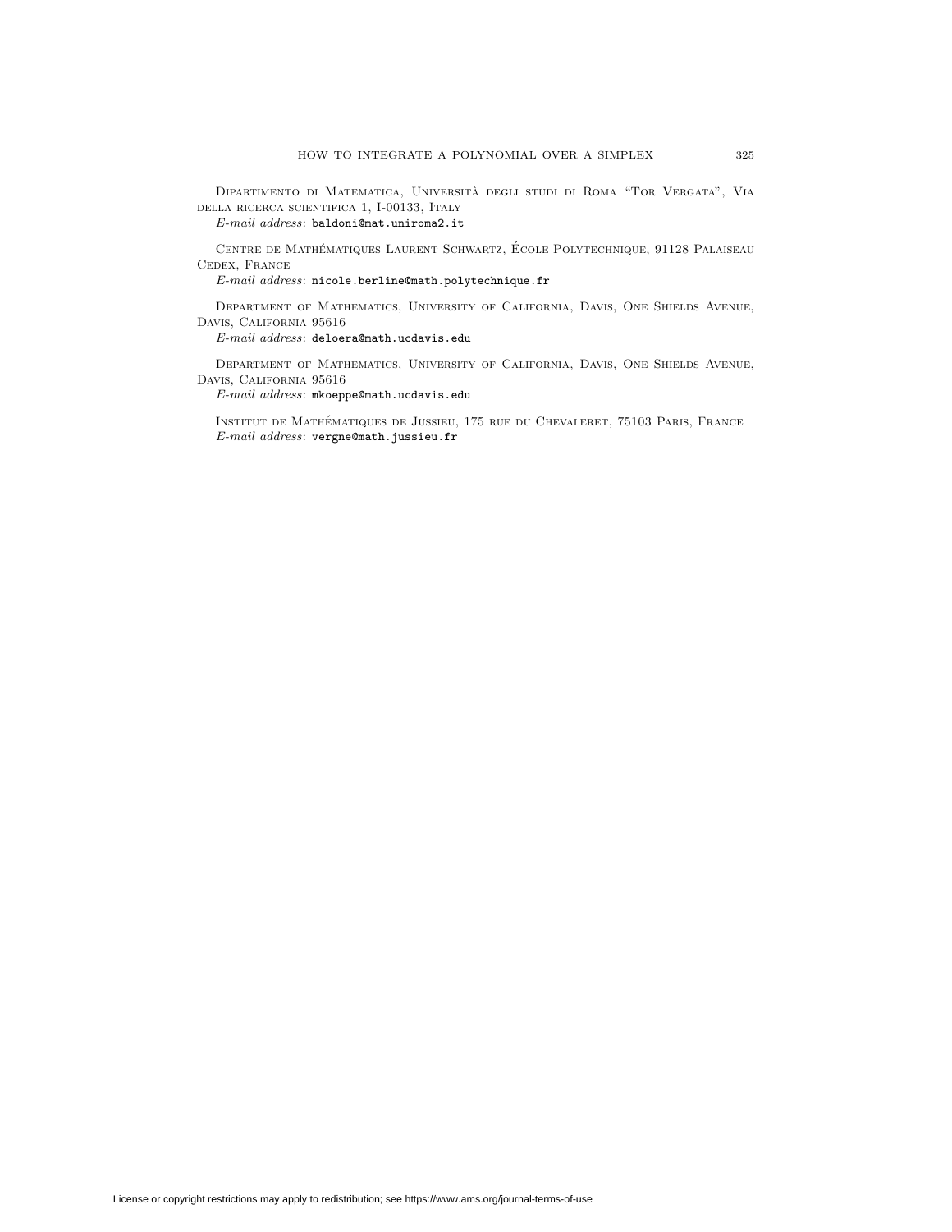Dipartimento di Matematica, Università degli studi di Roma "Tor Vergata", Via della ricerca scientifica 1, I-00133, Italy

*E-mail address*: baldoni@mat.uniroma2.it

Centre de Mathématiques Laurent Schwartz, École Polytechnique, 91128 Palaiseau Cedex, France

*E-mail address*: nicole.berline@math.polytechnique.fr

Department of Mathematics, University of California, Davis, One Shields Avenue, Davis, California 95616

*E-mail address*: deloera@math.ucdavis.edu

Department of Mathematics, University of California, Davis, One Shields Avenue, Davis, California 95616

*E-mail address*: mkoeppe@math.ucdavis.edu

Institut de Mathématiques de Jussieu, 175 rue du Chevaleret, 75103 Paris, France

*E-mail address*: vergne@math.jussieu.fr

License or copyright restrictions may apply to redistribution; see https://www.ams.org/journal-terms-of-use